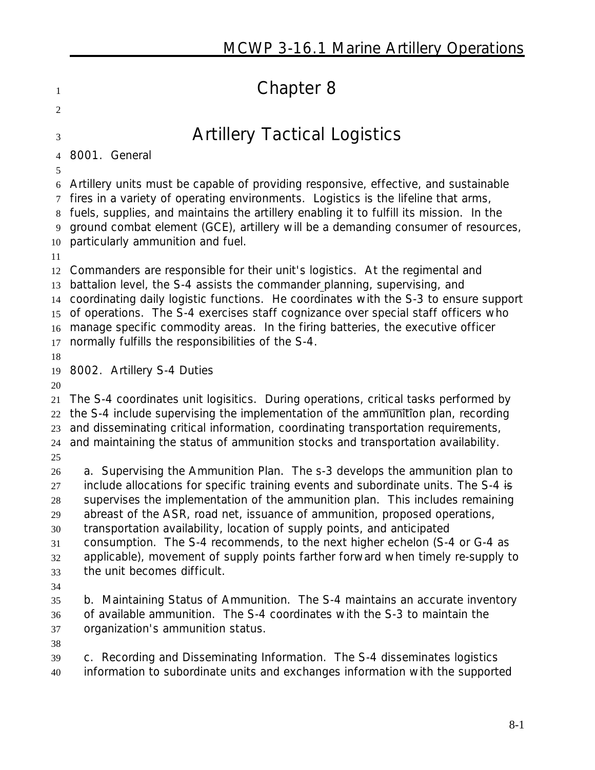# Chapter 8

# Artillery Tactical Logistics

## 8001. General

Artillery units must be capable of providing responsive, effective, and sustainable fires in a variety of operating environments. Logistics is the lifeline that arms, fuels, supplies, and maintains the artillery enabling it to fulfill its mission. In the ground combat element (GCE), artillery will be a demanding consumer of resources, particularly ammunition and fuel.

Commanders are responsible for their unit's logistics. At the regimental and battalion level, the S-4 assists the commander planning, supervising, and coordinating daily logistic functions. He coordinates with the S-3 to ensure support of operations. The S-4 exercises staff cognizance over special staff officers who manage specific commodity areas. In the firing batteries, the executive officer normally fulfills the responsibilities of the S-4.

## 8002. Artillery S-4 Duties

The S-4 coordinates unit logisitics. During operations, critical tasks performed by the S-4 include supervising the implementation of the ammunition plan, recording and disseminating critical information, coordinating transportation requirements, and maintaining the status of ammunition stocks and transportation availability.

a. Supervising the Ammunition Plan. The s-3 develops the ammunition plan to include allocations for specific training events and subordinate units. The S-4 ~~is~~ supervises the implementation of the ammunition plan. This includes remaining abreast of the ASR, road net, issuance of ammunition, proposed operations, transportation availability, location of supply points, and anticipated consumption. The S-4 recommends, to the next higher echelon (S-4 or G-4 as applicable), movement of supply points farther forward when timely re-supply to the unit becomes difficult.

b. Maintaining Status of Ammunition. The S-4 maintains an accurate inventory of available ammunition. The S-4 coordinates with the S-3 to maintain the organization's ammunition status.

c. Recording and Disseminating Information. The S-4 disseminates logistics information to subordinate units and exchanges information with the supported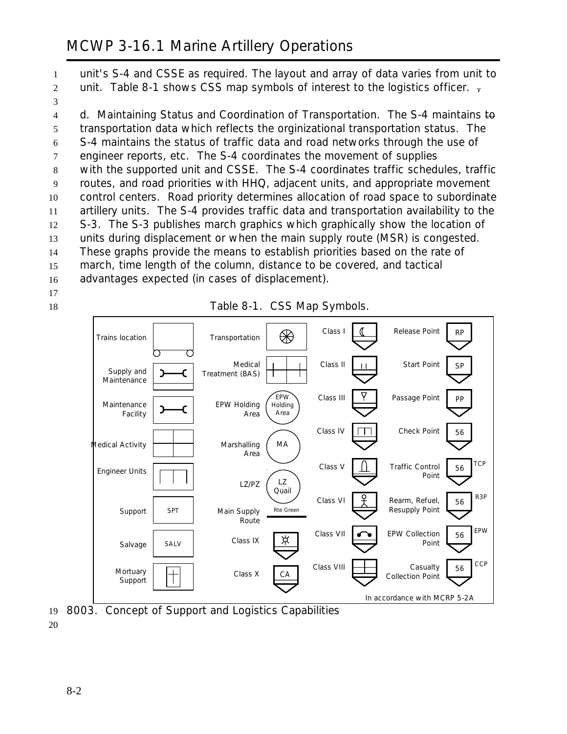unit's S-4 and CSSE as required. The layout and array of data varies from unit to unit. Table 8-1 shows CSS map symbols of interest to the logistics officer.

d. Maintaining Status and Coordination of Transportation. The S-4 maintains to transportation data which reflects the orginizational transportation status. The S-4 maintains the status of traffic data and road networks through the use of engineer reports, etc. The S-4 coordinates the movement of supplies with the supported unit and CSSE. The S-4 coordinates traffic schedules, traffic routes, and road priorities with HHQ, adjacent units, and appropriate movement control centers. Road priority determines allocation of road space to subordinate artillery units. The S-4 provides traffic data and transportation availability to the S-3. The S-3 publishes march graphics which graphically show the location of units during displacement or when the main supply route (MSR) is congested. These graphs provide the means to establish priorities based on the rate of march, time length of the column, distance to be covered, and tactical advantages expected (in cases of displacement).

Table 8-1. CSS Map Symbols.

Trains location
Supply and Maintenance
Maintenance Facility
Medical Activity
Engineer Units
Support — SPT
Salvage — SALV
Mortuary Support

Transportation
Medical Treatment (BAS)
EPW Holding Area — EPW Holding Area
Marshalling Area — MA
LZ/PZ — LZ Quail
Main Supply Route — Rte Green
Class IX
Class X — CA

Class I
Class II
Class III
Class IV
Class V
Class VI
Class VII
Class VIII

Release Point — RP
Start Point — SP
Passage Point — PP
Check Point — 56
Traffic Control Point — 56 TCP
Rearm, Refuel, Resupply Point — 56 R3P
EPW Collection Point — 56 EPW
Casualty Collection Point — 56 CCP

In accordance with MCRP 5-2A

## 8003. Concept of Support and Logistics Capabilities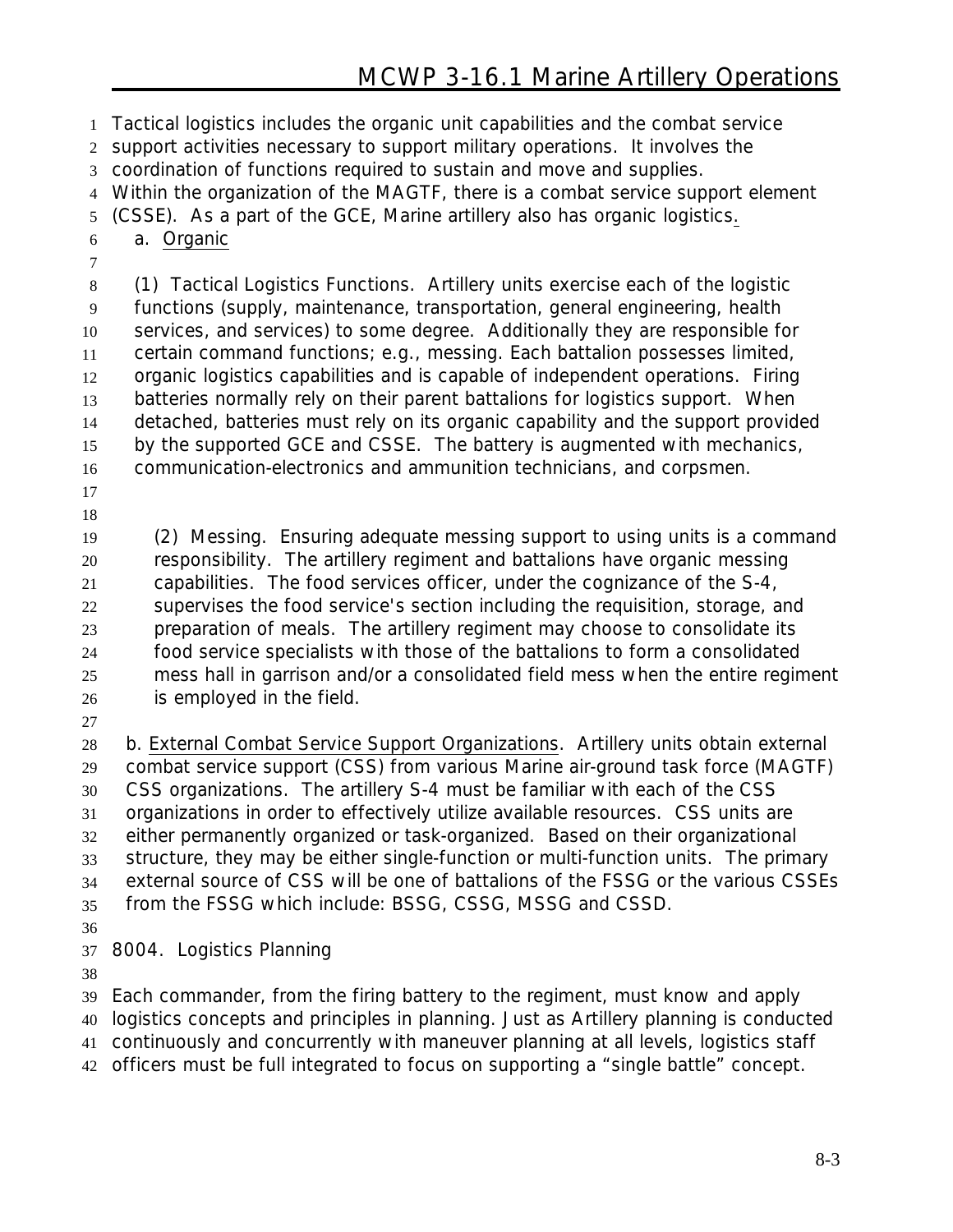Tactical logistics includes the organic unit capabilities and the combat service support activities necessary to support military operations. It involves the coordination of functions required to sustain and move and supplies. Within the organization of the MAGTF, there is a combat service support element (CSSE). As a part of the GCE, Marine artillery also has organic logistics.

a. Organic

(1) Tactical Logistics Functions. Artillery units exercise each of the logistic functions (supply, maintenance, transportation, general engineering, health services, and services) to some degree. Additionally they are responsible for certain command functions; e.g., messing. Each battalion possesses limited, organic logistics capabilities and is capable of independent operations. Firing batteries normally rely on their parent battalions for logistics support. When detached, batteries must rely on its organic capability and the support provided by the supported GCE and CSSE. The battery is augmented with mechanics, communication-electronics and ammunition technicians, and corpsmen.

(2) Messing. Ensuring adequate messing support to using units is a command responsibility. The artillery regiment and battalions have organic messing capabilities. The food services officer, under the cognizance of the S-4, supervises the food service's section including the requisition, storage, and preparation of meals. The artillery regiment may choose to consolidate its food service specialists with those of the battalions to form a consolidated mess hall in garrison and/or a consolidated field mess when the entire regiment is employed in the field.

b. External Combat Service Support Organizations. Artillery units obtain external combat service support (CSS) from various Marine air-ground task force (MAGTF) CSS organizations. The artillery S-4 must be familiar with each of the CSS organizations in order to effectively utilize available resources. CSS units are either permanently organized or task-organized. Based on their organizational structure, they may be either single-function or multi-function units. The primary external source of CSS will be one of battalions of the FSSG or the various CSSEs from the FSSG which include: BSSG, CSSG, MSSG and CSSD.

## 8004. Logistics Planning

Each commander, from the firing battery to the regiment, must know and apply logistics concepts and principles in planning. Just as Artillery planning is conducted continuously and concurrently with maneuver planning at all levels, logistics staff officers must be full integrated to focus on supporting a "single battle" concept.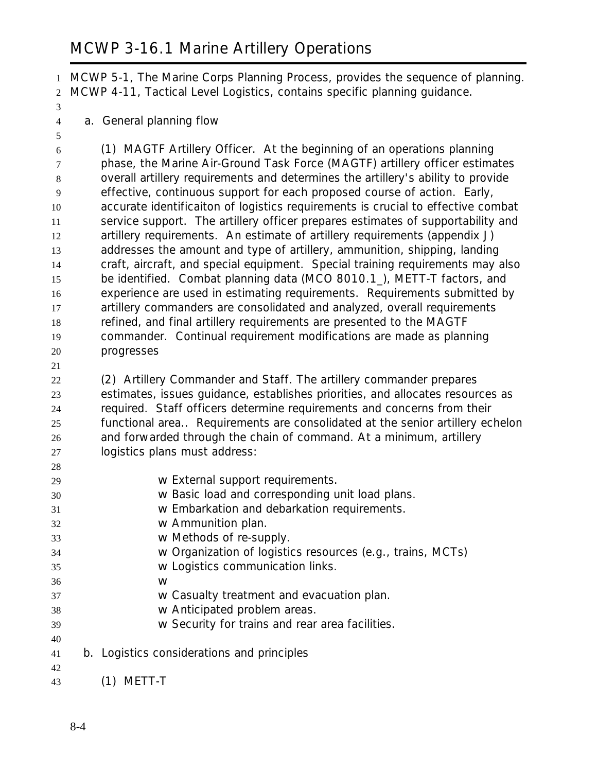MCWP 5-1, The Marine Corps Planning Process, provides the sequence of planning. MCWP 4-11, Tactical Level Logistics, contains specific planning guidance.

a. General planning flow

(1) MAGTF Artillery Officer. At the beginning of an operations planning phase, the Marine Air-Ground Task Force (MAGTF) artillery officer estimates overall artillery requirements and determines the artillery's ability to provide effective, continuous support for each proposed course of action. Early, accurate identificaiton of logistics requirements is crucial to effective combat service support. The artillery officer prepares estimates of supportability and artillery requirements. An estimate of artillery requirements (appendix J) addresses the amount and type of artillery, ammunition, shipping, landing craft, aircraft, and special equipment. Special training requirements may also be identified. Combat planning data (MCO 8010.1_), METT-T factors, and experience are used in estimating requirements. Requirements submitted by artillery commanders are consolidated and analyzed, overall requirements refined, and final artillery requirements are presented to the MAGTF commander. Continual requirement modifications are made as planning progresses

(2) Artillery Commander and Staff. The artillery commander prepares estimates, issues guidance, establishes priorities, and allocates resources as required. Staff officers determine requirements and concerns from their functional area.. Requirements are consolidated at the senior artillery echelon and forwarded through the chain of command. At a minimum, artillery logistics plans must address:

- External support requirements.
- Basic load and corresponding unit load plans.
- Embarkation and debarkation requirements.
- Ammunition plan.
- Methods of re-supply.
- Organization of logistics resources (e.g., trains, MCTs)
- Logistics communication links.
- 
- Casualty treatment and evacuation plan.
- Anticipated problem areas.
- Security for trains and rear area facilities.

b. Logistics considerations and principles

(1) METT-T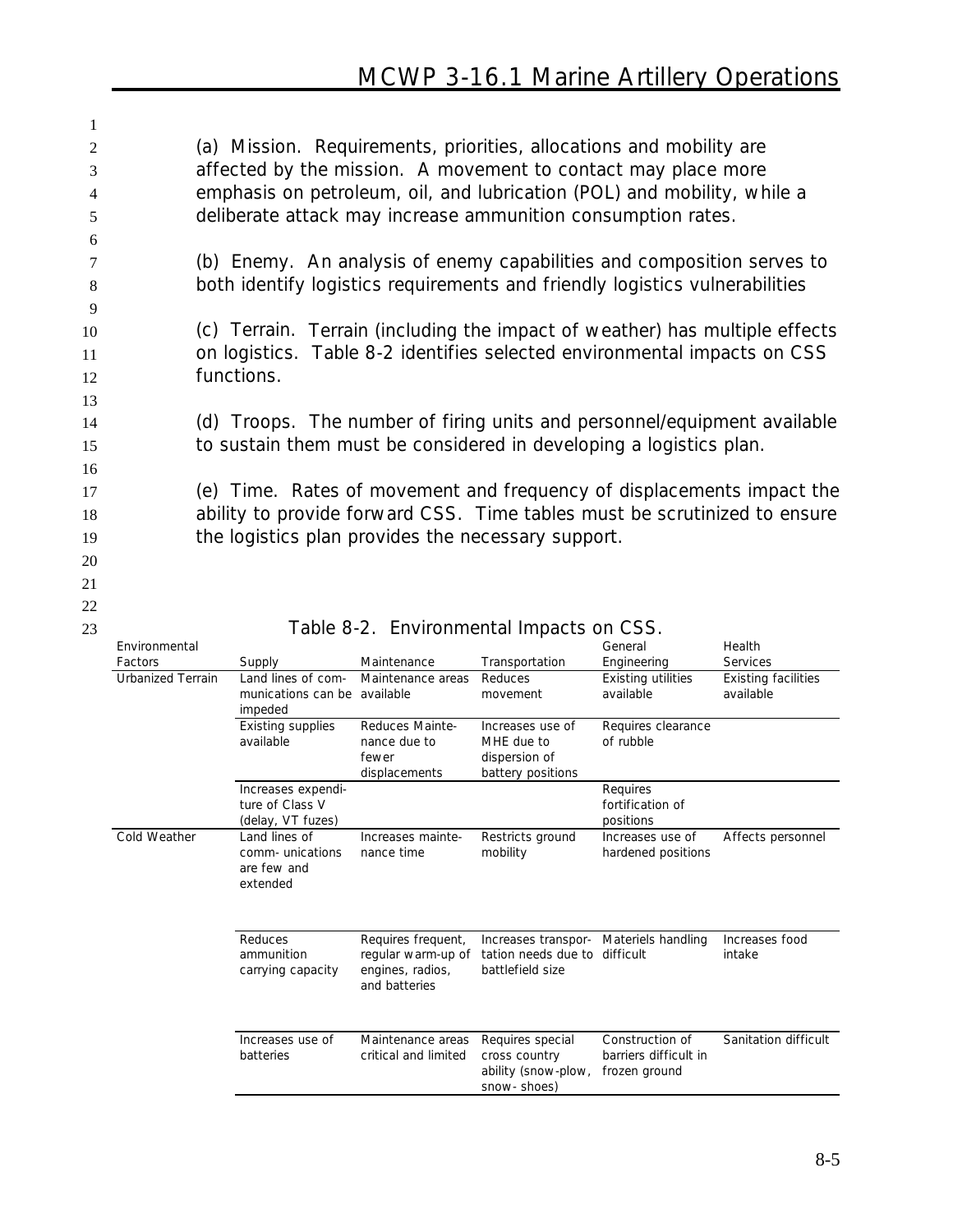(a) Mission. Requirements, priorities, allocations and mobility are affected by the mission. A movement to contact may place more emphasis on petroleum, oil, and lubrication (POL) and mobility, while a deliberate attack may increase ammunition consumption rates.

(b) Enemy. An analysis of enemy capabilities and composition serves to both identify logistics requirements and friendly logistics vulnerabilities

(c) Terrain. Terrain (including the impact of weather) has multiple effects on logistics. Table 8-2 identifies selected environmental impacts on CSS functions.

(d) Troops. The number of firing units and personnel/equipment available to sustain them must be considered in developing a logistics plan.

(e) Time. Rates of movement and frequency of displacements impact the ability to provide forward CSS. Time tables must be scrutinized to ensure the logistics plan provides the necessary support.

Table 8-2. Environmental Impacts on CSS.

| Environmental Factors | Supply | Maintenance | Transportation | General Engineering | Health Services |
|---|---|---|---|---|---|
| Urbanized Terrain | Land lines of communications can be impeded | Maintenance areas available | Reduces movement | Existing utilities available | Existing facilities available |
| | Existing supplies available | Reduces Maintenance due to fewer displacements | Increases use of MHE due to dispersion of battery positions | Requires clearance of rubble | |
| | Increases expenditure of Class V (delay, VT fuzes) | | | Requires fortification of positions | |
| Cold Weather | Land lines of comm- unications are few and extended | Increases maintenance time | Restricts ground mobility | Increases use of hardened positions | Affects personnel |
| | Reduces ammunition carrying capacity | Requires frequent, regular warm-up of engines, radios, and batteries | Increases transportation needs due to battlefield size | Materiels handling difficult | Increases food intake |
| | Increases use of batteries | Maintenance areas critical and limited | Requires special cross country ability (snow-plow, snow- shoes) | Construction of barriers difficult in frozen ground | Sanitation difficult |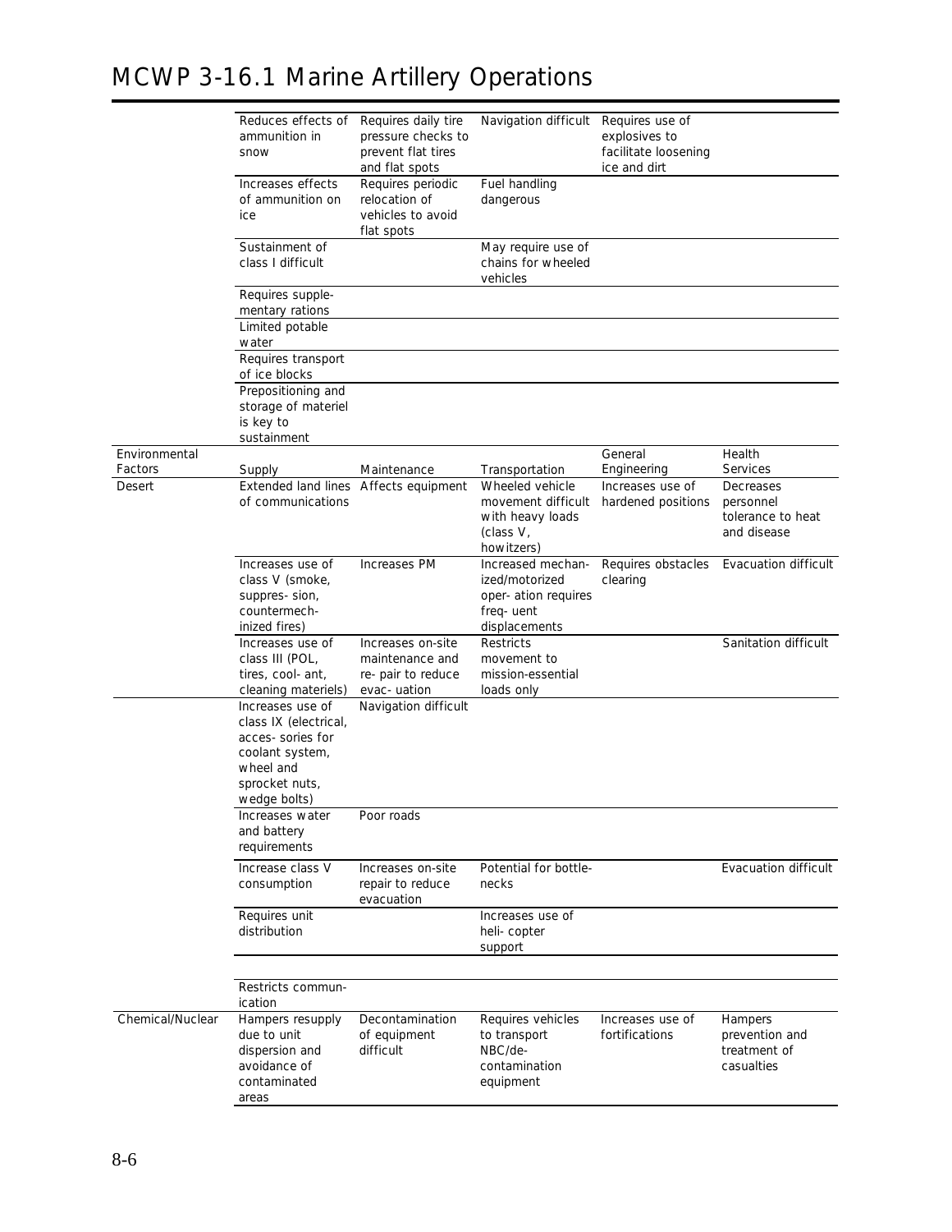| | | | | | |
|---|---|---|---|---|---|
| | Reduces effects of ammunition in snow | Requires daily tire pressure checks to prevent flat tires and flat spots | Navigation difficult | Requires use of explosives to facilitate loosening ice and dirt | |
| | Increases effects of ammunition on ice | Requires periodic relocation of vehicles to avoid flat spots | Fuel handling dangerous | | |
| | Sustainment of class I difficult | | May require use of chains for wheeled vehicles | | |
| | Requires supple-mentary rations | | | | |
| | Limited potable water | | | | |
| | Requires transport of ice blocks | | | | |
| | Prepositioning and storage of materiel is key to sustainment | | | | |
| Environmental Factors | Supply | Maintenance | Transportation | General Engineering | Health Services |
| Desert | Extended land lines of communications | Affects equipment | Wheeled vehicle movement difficult with heavy loads (class V, howitzers) | Increases use of hardened positions | Decreases personnel tolerance to heat and disease |
| | Increases use of class V (smoke, suppres- sion, countermech-inized fires) | Increases PM | Increased mechan-ized/motorized oper- ation requires freq- uent displacements | Requires obstacles clearing | Evacuation difficult |
| | Increases use of class III (POL, tires, cool- ant, cleaning materiels) | Increases on-site maintenance and re- pair to reduce evac- uation | Restricts movement to mission-essential loads only | | Sanitation difficult |
| | Increases use of class IX (electrical, acces- sories for coolant system, wheel and sprocket nuts, wedge bolts) | Navigation difficult | | | |
| | Increases water and battery requirements | Poor roads | | | |
| | Increase class V consumption | Increases on-site repair to reduce evacuation | Potential for bottle-necks | | Evacuation difficult |
| | Requires unit distribution | | Increases use of heli- copter support | | |
| | | | | | |
| | Restricts commun-ication | | | | |
| Chemical/Nuclear | Hampers resupply due to unit dispersion and avoidance of contaminated areas | Decontamination of equipment difficult | Requires vehicles to transport NBC/de-contamination equipment | Increases use of fortifications | Hampers prevention and treatment of casualties |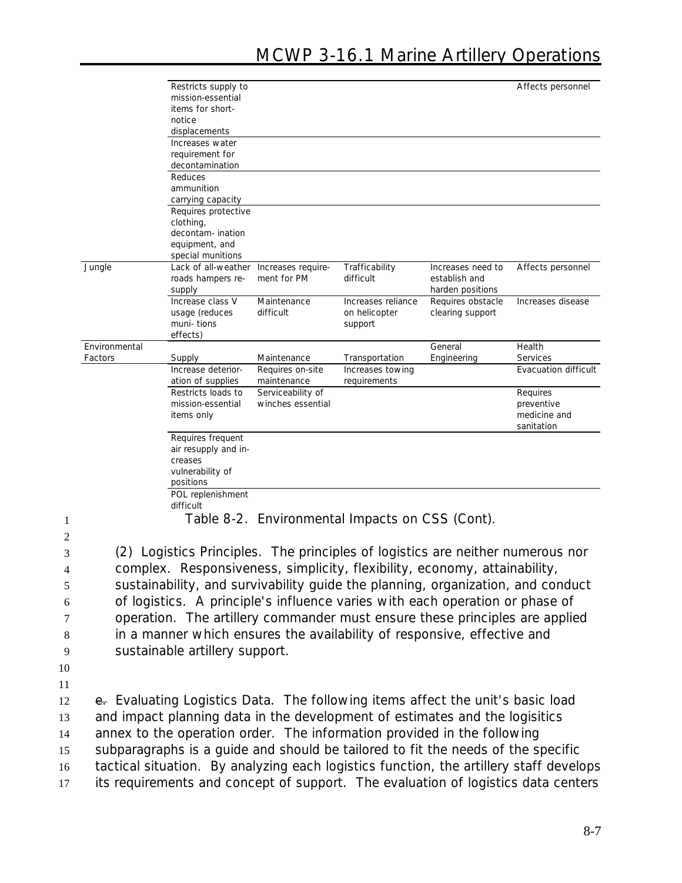| | | | | | |
|---|---|---|---|---|---|
| | Restricts supply to mission-essential items for short-notice displacements | | | | Affects personnel |
| | Increases water requirement for decontamination | | | | |
| | Reduces ammunition carrying capacity | | | | |
| | Requires protective clothing, decontam- ination equipment, and special munitions | | | | |
| Jungle | Lack of all-weather roads hampers re-supply | Increases require-ment for PM | Trafficability difficult | Increases need to establish and harden positions | Affects personnel |
| | Increase class V usage (reduces muni- tions effects) | Maintenance difficult | Increases reliance on helicopter support | Requires obstacle clearing support | Increases disease |
| Environmental Factors | Supply | Maintenance | Transportation | General Engineering | Health Services |
| | Increase deterior-ation of supplies | Requires on-site maintenance | Increases towing requirements | | Evacuation difficult |
| | Restricts loads to mission-essential items only | Serviceability of winches essential | | | Requires preventive medicine and sanitation |
| | Requires frequent air resupply and in-creases vulnerability of positions | | | | |
| | POL replenishment difficult | | | | |

Table 8-2. Environmental Impacts on CSS (Cont).

(2) Logistics Principles. The principles of logistics are neither numerous nor complex. Responsiveness, simplicity, flexibility, economy, attainability, sustainability, and survivability guide the planning, organization, and conduct of logistics. A principle's influence varies with each operation or phase of operation. The artillery commander must ensure these principles are applied in a manner which ensures the availability of responsive, effective and sustainable artillery support.

~~e.~~ Evaluating Logistics Data. The following items affect the unit's basic load and impact planning data in the development of estimates and the logisitics annex to the operation order. The information provided in the following subparagraphs is a guide and should be tailored to fit the needs of the specific tactical situation. By analyzing each logistics function, the artillery staff develops its requirements and concept of support. The evaluation of logistics data centers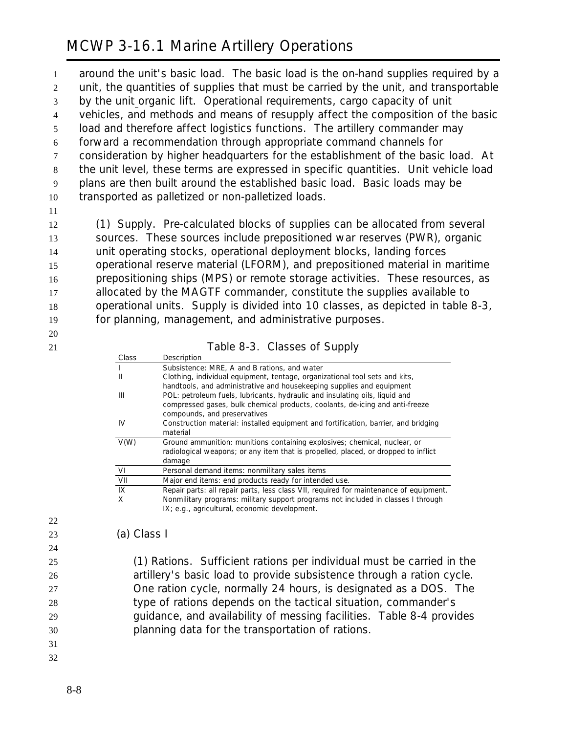around the unit's basic load. The basic load is the on-hand supplies required by a unit, the quantities of supplies that must be carried by the unit, and transportable by the unit organic lift. Operational requirements, cargo capacity of unit vehicles, and methods and means of resupply affect the composition of the basic load and therefore affect logistics functions. The artillery commander may forward a recommendation through appropriate command channels for consideration by higher headquarters for the establishment of the basic load. At the unit level, these terms are expressed in specific quantities. Unit vehicle load plans are then built around the established basic load. Basic loads may be transported as palletized or non-palletized loads.

(1) Supply. Pre-calculated blocks of supplies can be allocated from several sources. These sources include prepositioned war reserves (PWR), organic unit operating stocks, operational deployment blocks, landing forces operational reserve material (LFORM), and prepositioned material in maritime prepositioning ships (MPS) or remote storage activities. These resources, as allocated by the MAGTF commander, constitute the supplies available to operational units. Supply is divided into 10 classes, as depicted in table 8-3, for planning, management, and administrative purposes.

Table 8-3. Classes of Supply

| Class | Description |
|---|---|
| I | Subsistence: MRE, A and B rations, and water |
| II | Clothing, individual equipment, tentage, organizational tool sets and kits, handtools, and administrative and housekeeping supplies and equipment |
| III | POL: petroleum fuels, lubricants, hydraulic and insulating oils, liquid and compressed gases, bulk chemical products, coolants, de-icing and anti-freeze compounds, and preservatives |
| IV | Construction material: installed equipment and fortification, barrier, and bridging material |
| V(W) | Ground ammunition: munitions containing explosives; chemical, nuclear, or radiological weapons; or any item that is propelled, placed, or dropped to inflict damage |
| VI | Personal demand items: nonmilitary sales items |
| VII | Major end items: end products ready for intended use. |
| IX | Repair parts: all repair parts, less class VII, required for maintenance of equipment. |
| X | Nonmilitary programs: military support programs not included in classes I through IX; e.g., agricultural, economic development. |

(a) Class I

(1) Rations. Sufficient rations per individual must be carried in the artillery's basic load to provide subsistence through a ration cycle. One ration cycle, normally 24 hours, is designated as a DOS. The type of rations depends on the tactical situation, commander's guidance, and availability of messing facilities. Table 8-4 provides planning data for the transportation of rations.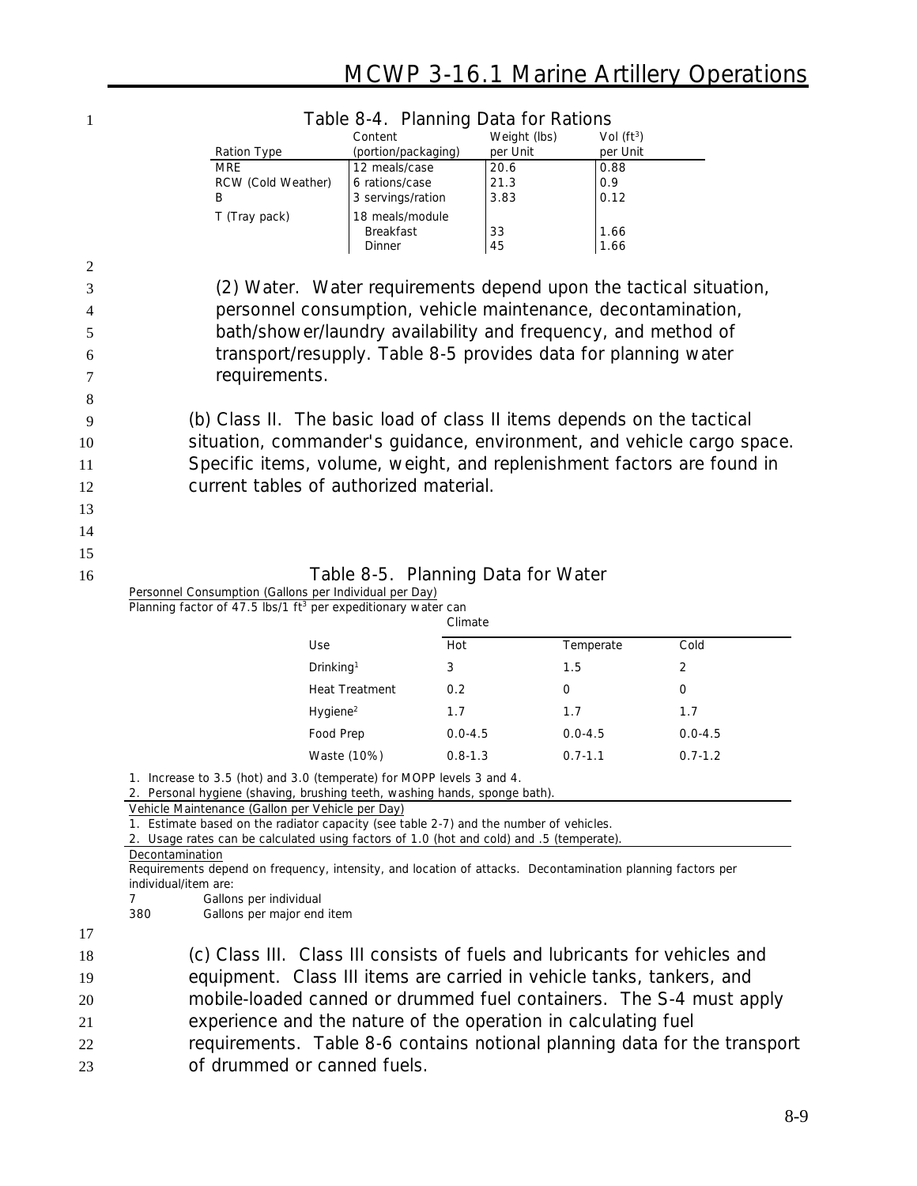Table 8-4. Planning Data for Rations

| Ration Type | Content (portion/packaging) | Weight (lbs) per Unit | Vol ($ft^3$) per Unit |
|---|---|---|---|
| MRE | 12 meals/case | 20.6 | 0.88 |
| RCW (Cold Weather) | 6 rations/case | 21.3 | 0.9 |
| B | 3 servings/ration | 3.83 | 0.12 |
| T (Tray pack) | 18 meals/module | | |
| | Breakfast | 33 | 1.66 |
| | Dinner | 45 | 1.66 |

(2) Water. Water requirements depend upon the tactical situation, personnel consumption, vehicle maintenance, decontamination, bath/shower/laundry availability and frequency, and method of transport/resupply. Table 8-5 provides data for planning water requirements.

(b) Class II. The basic load of class II items depends on the tactical situation, commander's guidance, environment, and vehicle cargo space. Specific items, volume, weight, and replenishment factors are found in current tables of authorized material.

Table 8-5. Planning Data for Water

Personnel Consumption (Gallons per Individual per Day)

Planning factor of 47.5 lbs/1 $ft^3$ per expeditionary water can

| | Climate | | |
|---|---|---|---|
| Use | Hot | Temperate | Cold |
| Drinking[1] | 3 | 1.5 | 2 |
| Heat Treatment | 0.2 | 0 | 0 |
| Hygiene[2] | 1.7 | 1.7 | 1.7 |
| Food Prep | 0.0-4.5 | 0.0-4.5 | 0.0-4.5 |
| Waste (10%) | 0.8-1.3 | 0.7-1.1 | 0.7-1.2 |

1. Increase to 3.5 (hot) and 3.0 (temperate) for MOPP levels 3 and 4.
2. Personal hygiene (shaving, brushing teeth, washing hands, sponge bath).

Vehicle Maintenance (Gallon per Vehicle per Day)

1. Estimate based on the radiator capacity (see table 2-7) and the number of vehicles.
2. Usage rates can be calculated using factors of 1.0 (hot and cold) and .5 (temperate).

Decontamination

Requirements depend on frequency, intensity, and location of attacks. Decontamination planning factors per individual/item are:

7 Gallons per individual
380 Gallons per major end item

(c) Class III. Class III consists of fuels and lubricants for vehicles and equipment. Class III items are carried in vehicle tanks, tankers, and mobile-loaded canned or drummed fuel containers. The S-4 must apply experience and the nature of the operation in calculating fuel requirements. Table 8-6 contains notional planning data for the transport of drummed or canned fuels.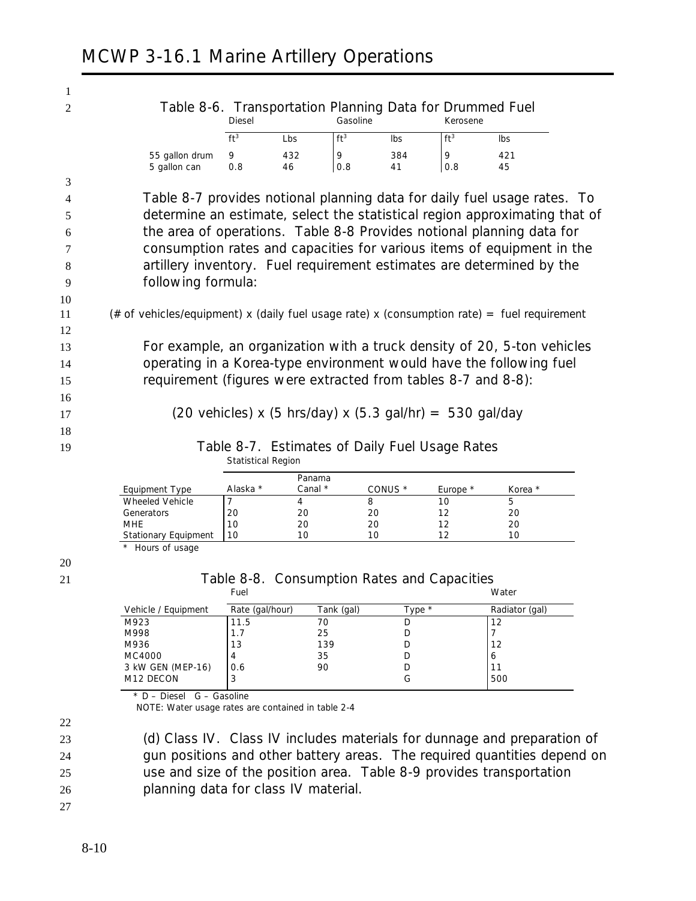Table 8-6. Transportation Planning Data for Drummed Fuel

| | Diesel | | Gasoline | | Kerosene | |
|---|---|---|---|---|---|---|
| | $ft^3$ | Lbs | $ft^3$ | lbs | $ft^3$ | lbs |
| 55 gallon drum | 9 | 432 | 9 | 384 | 9 | 421 |
| 5 gallon can | 0.8 | 46 | 0.8 | 41 | 0.8 | 45 |

Table 8-7 provides notional planning data for daily fuel usage rates. To determine an estimate, select the statistical region approximating that of the area of operations. Table 8-8 Provides notional planning data for consumption rates and capacities for various items of equipment in the artillery inventory. Fuel requirement estimates are determined by the following formula:

(# of vehicles/equipment) x (daily fuel usage rate) x (consumption rate) = fuel requirement

For example, an organization with a truck density of 20, 5-ton vehicles operating in a Korea-type environment would have the following fuel requirement (figures were extracted from tables 8-7 and 8-8):

(20 vehicles) x (5 hrs/day) x (5.3 gal/hr) = 530 gal/day

Table 8-7. Estimates of Daily Fuel Usage Rates

| | Statistical Region | | | | |
|---|---|---|---|---|---|
| Equipment Type | Alaska * | Panama Canal * | CONUS * | Europe * | Korea * |
| Wheeled Vehicle | 7 | 4 | 8 | 10 | 5 |
| Generators | 20 | 20 | 20 | 12 | 20 |
| MHE | 10 | 20 | 20 | 12 | 20 |
| Stationary Equipment | 10 | 10 | 10 | 12 | 10 |

\* Hours of usage

Table 8-8. Consumption Rates and Capacities

| | Fuel | | | Water |
|---|---|---|---|---|
| Vehicle / Equipment | Rate (gal/hour) | Tank (gal) | Type * | Radiator (gal) |
| M923 | 11.5 | 70 | D | 12 |
| M998 | 1.7 | 25 | D | 7 |
| M936 | 13 | 139 | D | 12 |
| MC4000 | 4 | 35 | D | 6 |
| 3 kW GEN (MEP-16) | 0.6 | 90 | D | 11 |
| M12 DECON | 3 | | G | 500 |

\* D – Diesel G – Gasoline

NOTE: Water usage rates are contained in table 2-4

(d) Class IV. Class IV includes materials for dunnage and preparation of gun positions and other battery areas. The required quantities depend on use and size of the position area. Table 8-9 provides transportation planning data for class IV material.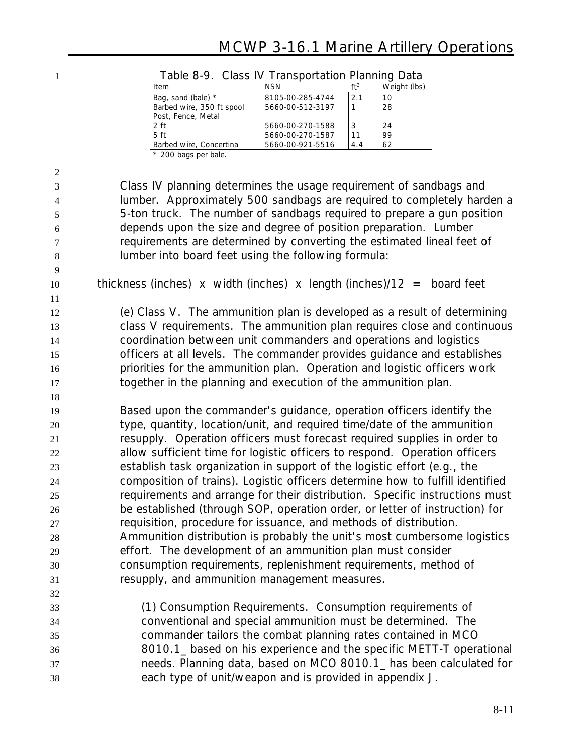Table 8-9. Class IV Transportation Planning Data

| Item | NSN | $ft^3$ | Weight (lbs) |
|---|---|---|---|
| Bag, sand (bale) * | 8105-00-285-4744 | 2.1 | 10 |
| Barbed wire, 350 ft spool | 5660-00-512-3197 | 1 | 28 |
| Post, Fence, Metal | | | |
| 2 ft | 5660-00-270-1588 | 3 | 24 |
| 5 ft | 5660-00-270-1587 | 11 | 99 |
| Barbed wire, Concertina | 5660-00-921-5516 | 4.4 | 62 |

\* 200 bags per bale.

Class IV planning determines the usage requirement of sandbags and lumber. Approximately 500 sandbags are required to completely harden a 5-ton truck. The number of sandbags required to prepare a gun position depends upon the size and degree of position preparation. Lumber requirements are determined by converting the estimated lineal feet of lumber into board feet using the following formula:

$$\text{thickness (inches)} \times \text{width (inches)} \times \text{length (inches)}/12 = \text{board feet}$$

(e) Class V. The ammunition plan is developed as a result of determining class V requirements. The ammunition plan requires close and continuous coordination between unit commanders and operations and logistics officers at all levels. The commander provides guidance and establishes priorities for the ammunition plan. Operation and logistic officers work together in the planning and execution of the ammunition plan.

Based upon the commander's guidance, operation officers identify the type, quantity, location/unit, and required time/date of the ammunition resupply. Operation officers must forecast required supplies in order to allow sufficient time for logistic officers to respond. Operation officers establish task organization in support of the logistic effort (e.g., the composition of trains). Logistic officers determine how to fulfill identified requirements and arrange for their distribution. Specific instructions must be established (through SOP, operation order, or letter of instruction) for requisition, procedure for issuance, and methods of distribution. Ammunition distribution is probably the unit's most cumbersome logistics effort. The development of an ammunition plan must consider consumption requirements, replenishment requirements, method of resupply, and ammunition management measures.

(1) Consumption Requirements. Consumption requirements of conventional and special ammunition must be determined. The commander tailors the combat planning rates contained in MCO 8010.1_ based on his experience and the specific METT-T operational needs. Planning data, based on MCO 8010.1_ has been calculated for each type of unit/weapon and is provided in appendix J.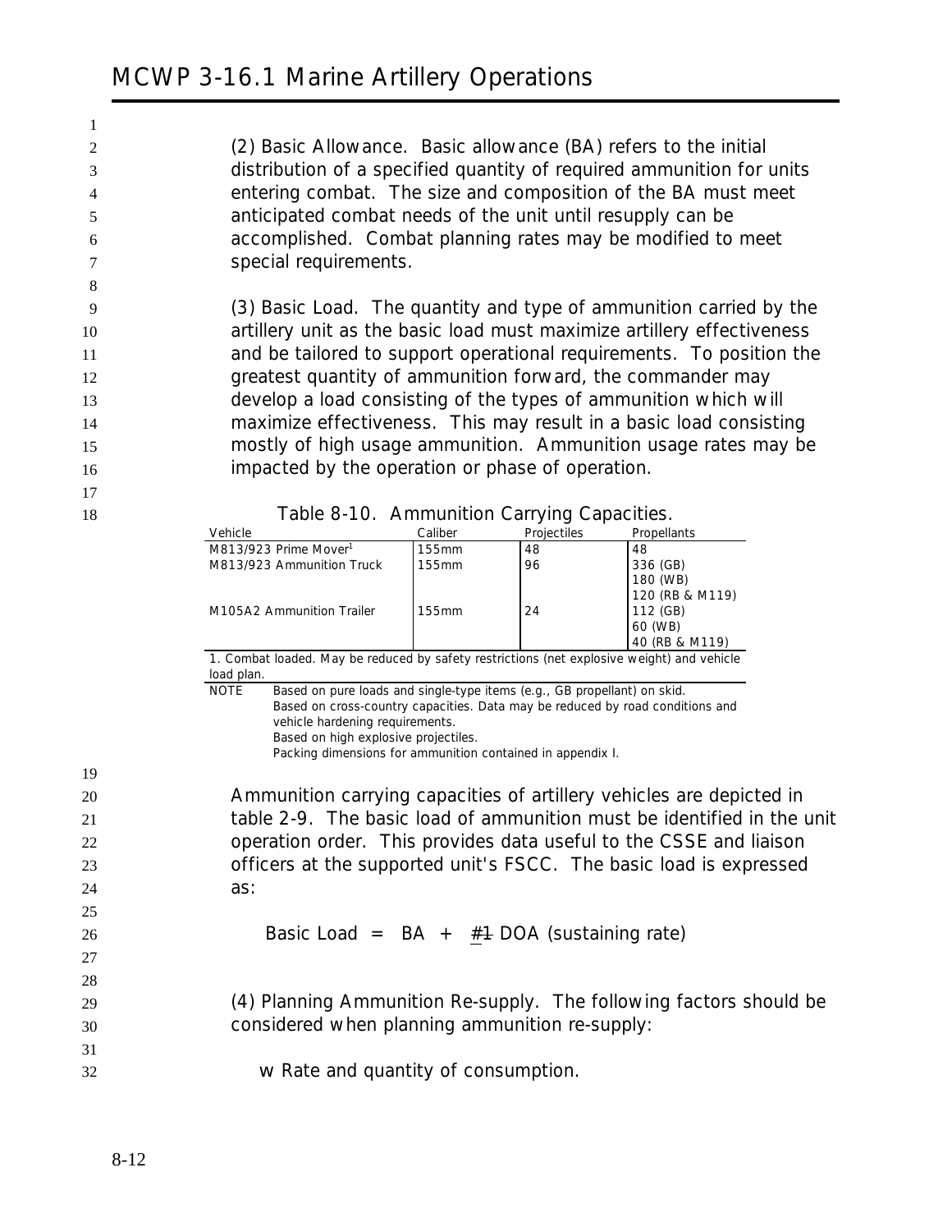(2) Basic Allowance. Basic allowance (BA) refers to the initial distribution of a specified quantity of required ammunition for units entering combat. The size and composition of the BA must meet anticipated combat needs of the unit until resupply can be accomplished. Combat planning rates may be modified to meet special requirements.

(3) Basic Load. The quantity and type of ammunition carried by the artillery unit as the basic load must maximize artillery effectiveness and be tailored to support operational requirements. To position the greatest quantity of ammunition forward, the commander may develop a load consisting of the types of ammunition which will maximize effectiveness. This may result in a basic load consisting mostly of high usage ammunition. Ammunition usage rates may be impacted by the operation or phase of operation.

Table 8-10. Ammunition Carrying Capacities.

| Vehicle | Caliber | Projectiles | Propellants |
|---|---|---|---|
| M813/923 Prime Mover[1] | 155mm | 48 | 48 |
| M813/923 Ammunition Truck | 155mm | 96 | 336 (GB)<br>180 (WB)<br>120 (RB & M119) |
| M105A2 Ammunition Trailer | 155mm | 24 | 112 (GB)<br>60 (WB)<br>40 (RB & M119) |

1. Combat loaded. May be reduced by safety restrictions (net explosive weight) and vehicle load plan.

NOTE Based on pure loads and single-type items (e.g., GB propellant) on skid.
Based on cross-country capacities. Data may be reduced by road conditions and vehicle hardening requirements.
Based on high explosive projectiles.
Packing dimensions for ammunition contained in appendix I.

Ammunition carrying capacities of artillery vehicles are depicted in table 2-9. The basic load of ammunition must be identified in the unit operation order. This provides data useful to the CSSE and liaison officers at the supported unit's FSCC. The basic load is expressed as:

Basic Load = BA + #~~1~~ DOA (sustaining rate)

(4) Planning Ammunition Re-supply. The following factors should be considered when planning ammunition re-supply:

- Rate and quantity of consumption.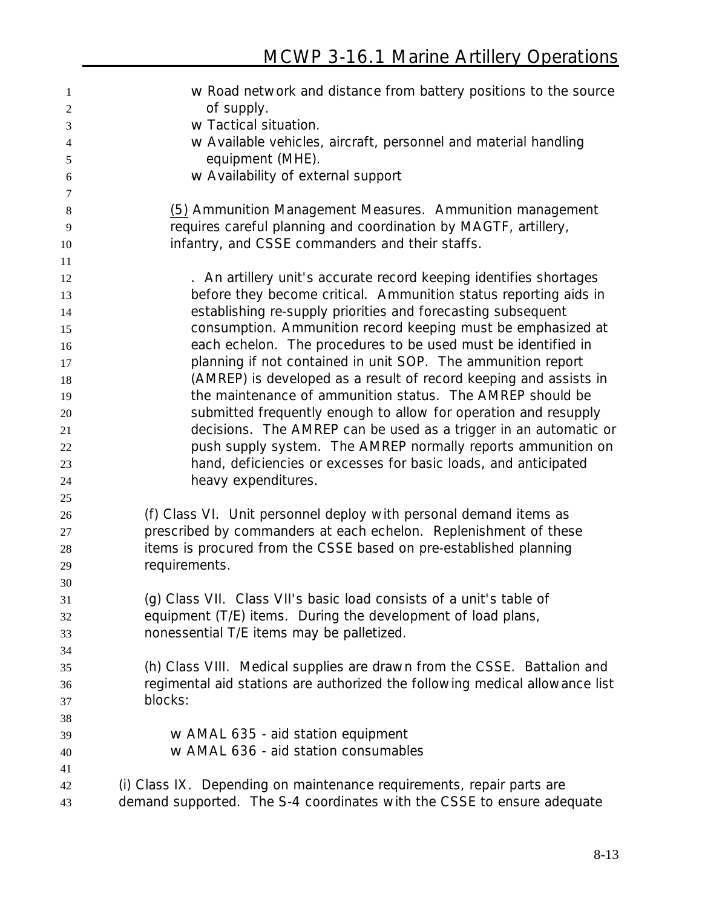- Road network and distance from battery positions to the source of supply.
- Tactical situation.
- Available vehicles, aircraft, personnel and material handling equipment (MHE).
- Availability of external support

(5) Ammunition Management Measures. Ammunition management requires careful planning and coordination by MAGTF, artillery, infantry, and CSSE commanders and their staffs.

. An artillery unit's accurate record keeping identifies shortages before they become critical. Ammunition status reporting aids in establishing re-supply priorities and forecasting subsequent consumption. Ammunition record keeping must be emphasized at each echelon. The procedures to be used must be identified in planning if not contained in unit SOP. The ammunition report (AMREP) is developed as a result of record keeping and assists in the maintenance of ammunition status. The AMREP should be submitted frequently enough to allow for operation and resupply decisions. The AMREP can be used as a trigger in an automatic or push supply system. The AMREP normally reports ammunition on hand, deficiencies or excesses for basic loads, and anticipated heavy expenditures.

(f) Class VI. Unit personnel deploy with personal demand items as prescribed by commanders at each echelon. Replenishment of these items is procured from the CSSE based on pre-established planning requirements.

(g) Class VII. Class VII's basic load consists of a unit's table of equipment (T/E) items. During the development of load plans, nonessential T/E items may be palletized.

(h) Class VIII. Medical supplies are drawn from the CSSE. Battalion and regimental aid stations are authorized the following medical allowance list blocks:

- AMAL 635 - aid station equipment
- AMAL 636 - aid station consumables

(i) Class IX. Depending on maintenance requirements, repair parts are demand supported. The S-4 coordinates with the CSSE to ensure adequate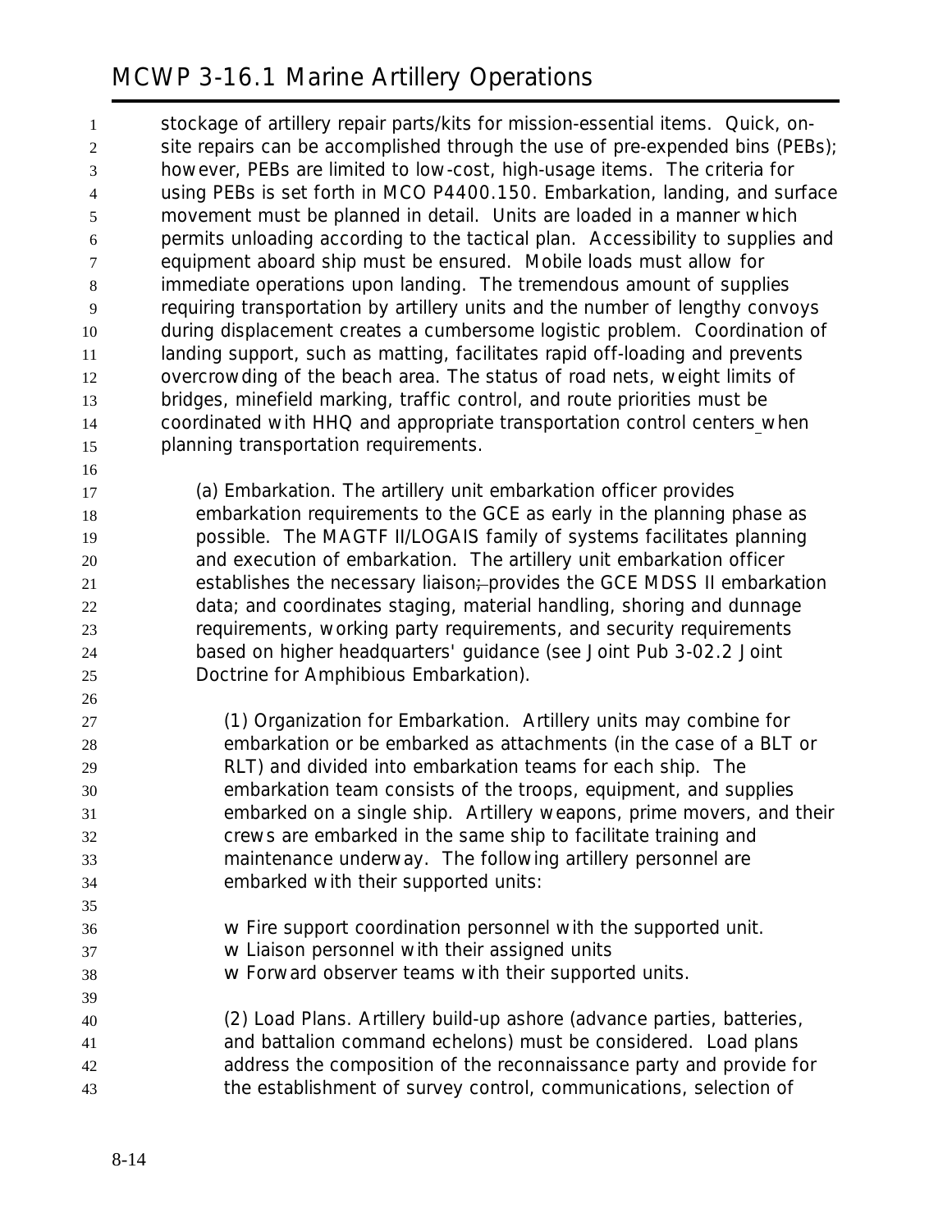stockage of artillery repair parts/kits for mission-essential items. Quick, on-site repairs can be accomplished through the use of pre-expended bins (PEBs); however, PEBs are limited to low-cost, high-usage items. The criteria for using PEBs is set forth in MCO P4400.150. Embarkation, landing, and surface movement must be planned in detail. Units are loaded in a manner which permits unloading according to the tactical plan. Accessibility to supplies and equipment aboard ship must be ensured. Mobile loads must allow for immediate operations upon landing. The tremendous amount of supplies requiring transportation by artillery units and the number of lengthy convoys during displacement creates a cumbersome logistic problem. Coordination of landing support, such as matting, facilitates rapid off-loading and prevents overcrowding of the beach area. The status of road nets, weight limits of bridges, minefield marking, traffic control, and route priorities must be coordinated with HHQ and appropriate transportation control centers when planning transportation requirements.

(a) Embarkation. The artillery unit embarkation officer provides embarkation requirements to the GCE as early in the planning phase as possible. The MAGTF II/LOGAIS family of systems facilitates planning and execution of embarkation. The artillery unit embarkation officer establishes the necessary liaison; provides the GCE MDSS II embarkation data; and coordinates staging, material handling, shoring and dunnage requirements, working party requirements, and security requirements based on higher headquarters' guidance (see Joint Pub 3-02.2 Joint Doctrine for Amphibious Embarkation).

(1) Organization for Embarkation. Artillery units may combine for embarkation or be embarked as attachments (in the case of a BLT or RLT) and divided into embarkation teams for each ship. The embarkation team consists of the troops, equipment, and supplies embarked on a single ship. Artillery weapons, prime movers, and their crews are embarked in the same ship to facilitate training and maintenance underway. The following artillery personnel are embarked with their supported units:

- Fire support coordination personnel with the supported unit.
- Liaison personnel with their assigned units
- Forward observer teams with their supported units.

(2) Load Plans. Artillery build-up ashore (advance parties, batteries, and battalion command echelons) must be considered. Load plans address the composition of the reconnaissance party and provide for the establishment of survey control, communications, selection of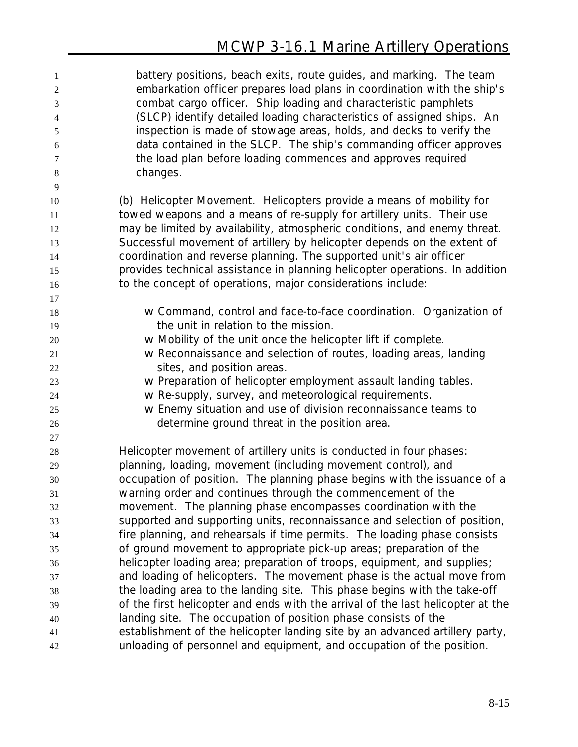battery positions, beach exits, route guides, and marking. The team embarkation officer prepares load plans in coordination with the ship's combat cargo officer. Ship loading and characteristic pamphlets (SLCP) identify detailed loading characteristics of assigned ships. An inspection is made of stowage areas, holds, and decks to verify the data contained in the SLCP. The ship's commanding officer approves the load plan before loading commences and approves required changes.

(b) Helicopter Movement. Helicopters provide a means of mobility for towed weapons and a means of re-supply for artillery units. Their use may be limited by availability, atmospheric conditions, and enemy threat. Successful movement of artillery by helicopter depends on the extent of coordination and reverse planning. The supported unit's air officer provides technical assistance in planning helicopter operations. In addition to the concept of operations, major considerations include:

- Command, control and face-to-face coordination. Organization of the unit in relation to the mission.
- Mobility of the unit once the helicopter lift if complete.
- Reconnaissance and selection of routes, loading areas, landing sites, and position areas.
- Preparation of helicopter employment assault landing tables.
- Re-supply, survey, and meteorological requirements.
- Enemy situation and use of division reconnaissance teams to determine ground threat in the position area.

Helicopter movement of artillery units is conducted in four phases: planning, loading, movement (including movement control), and occupation of position. The planning phase begins with the issuance of a warning order and continues through the commencement of the movement. The planning phase encompasses coordination with the supported and supporting units, reconnaissance and selection of position, fire planning, and rehearsals if time permits. The loading phase consists of ground movement to appropriate pick-up areas; preparation of the helicopter loading area; preparation of troops, equipment, and supplies; and loading of helicopters. The movement phase is the actual move from the loading area to the landing site. This phase begins with the take-off of the first helicopter and ends with the arrival of the last helicopter at the landing site. The occupation of position phase consists of the establishment of the helicopter landing site by an advanced artillery party, unloading of personnel and equipment, and occupation of the position.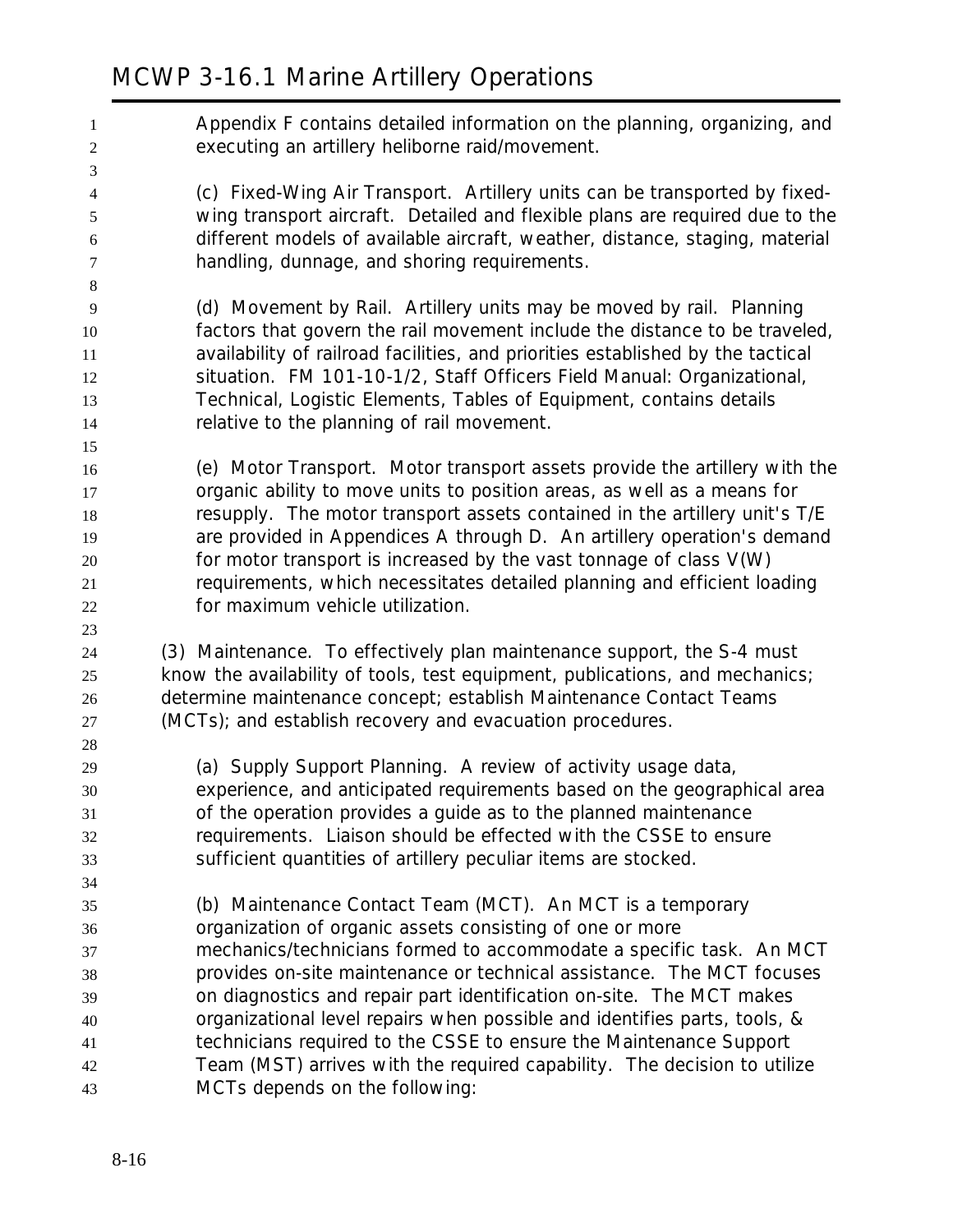Appendix F contains detailed information on the planning, organizing, and executing an artillery heliborne raid/movement.

(c) Fixed-Wing Air Transport. Artillery units can be transported by fixed-wing transport aircraft. Detailed and flexible plans are required due to the different models of available aircraft, weather, distance, staging, material handling, dunnage, and shoring requirements.

(d) Movement by Rail. Artillery units may be moved by rail. Planning factors that govern the rail movement include the distance to be traveled, availability of railroad facilities, and priorities established by the tactical situation. FM 101-10-1/2, Staff Officers Field Manual: Organizational, Technical, Logistic Elements, Tables of Equipment, contains details relative to the planning of rail movement.

(e) Motor Transport. Motor transport assets provide the artillery with the organic ability to move units to position areas, as well as a means for resupply. The motor transport assets contained in the artillery unit's T/E are provided in Appendices A through D. An artillery operation's demand for motor transport is increased by the vast tonnage of class V(W) requirements, which necessitates detailed planning and efficient loading for maximum vehicle utilization.

(3) Maintenance. To effectively plan maintenance support, the S-4 must know the availability of tools, test equipment, publications, and mechanics; determine maintenance concept; establish Maintenance Contact Teams (MCTs); and establish recovery and evacuation procedures.

(a) Supply Support Planning. A review of activity usage data, experience, and anticipated requirements based on the geographical area of the operation provides a guide as to the planned maintenance requirements. Liaison should be effected with the CSSE to ensure sufficient quantities of artillery peculiar items are stocked.

(b) Maintenance Contact Team (MCT). An MCT is a temporary organization of organic assets consisting of one or more mechanics/technicians formed to accommodate a specific task. An MCT provides on-site maintenance or technical assistance. The MCT focuses on diagnostics and repair part identification on-site. The MCT makes organizational level repairs when possible and identifies parts, tools, & technicians required to the CSSE to ensure the Maintenance Support Team (MST) arrives with the required capability. The decision to utilize MCTs depends on the following: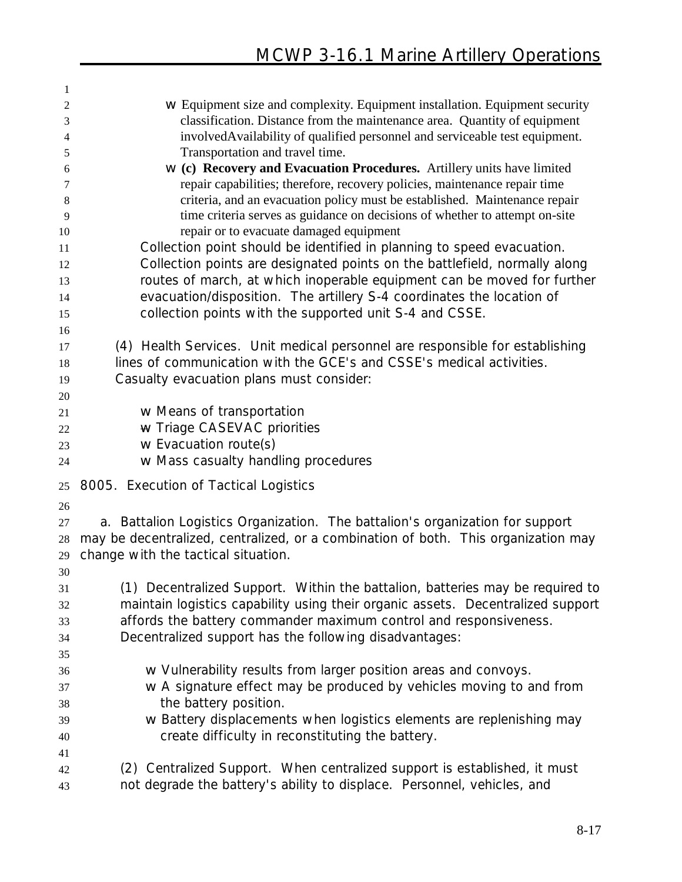- Equipment size and complexity. Equipment installation. Equipment security classification. Distance from the maintenance area. Quantity of equipment involvedAvailability of qualified personnel and serviceable test equipment. Transportation and travel time.
- **(c) Recovery and Evacuation Procedures.** Artillery units have limited repair capabilities; therefore, recovery policies, maintenance repair time criteria, and an evacuation policy must be established. Maintenance repair time criteria serves as guidance on decisions of whether to attempt on-site repair or to evacuate damaged equipment

Collection point should be identified in planning to speed evacuation. Collection points are designated points on the battlefield, normally along routes of march, at which inoperable equipment can be moved for further evacuation/disposition. The artillery S-4 coordinates the location of collection points with the supported unit S-4 and CSSE.

(4) Health Services. Unit medical personnel are responsible for establishing lines of communication with the GCE's and CSSE's medical activities. Casualty evacuation plans must consider:

- Means of transportation
- Triage CASEVAC priorities
- Evacuation route(s)
- Mass casualty handling procedures

## 8005. Execution of Tactical Logistics

a. Battalion Logistics Organization. The battalion's organization for support may be decentralized, centralized, or a combination of both. This organization may change with the tactical situation.

(1) Decentralized Support. Within the battalion, batteries may be required to maintain logistics capability using their organic assets. Decentralized support affords the battery commander maximum control and responsiveness. Decentralized support has the following disadvantages:

- Vulnerability results from larger position areas and convoys.
- A signature effect may be produced by vehicles moving to and from the battery position.
- Battery displacements when logistics elements are replenishing may create difficulty in reconstituting the battery.

(2) Centralized Support. When centralized support is established, it must not degrade the battery's ability to displace. Personnel, vehicles, and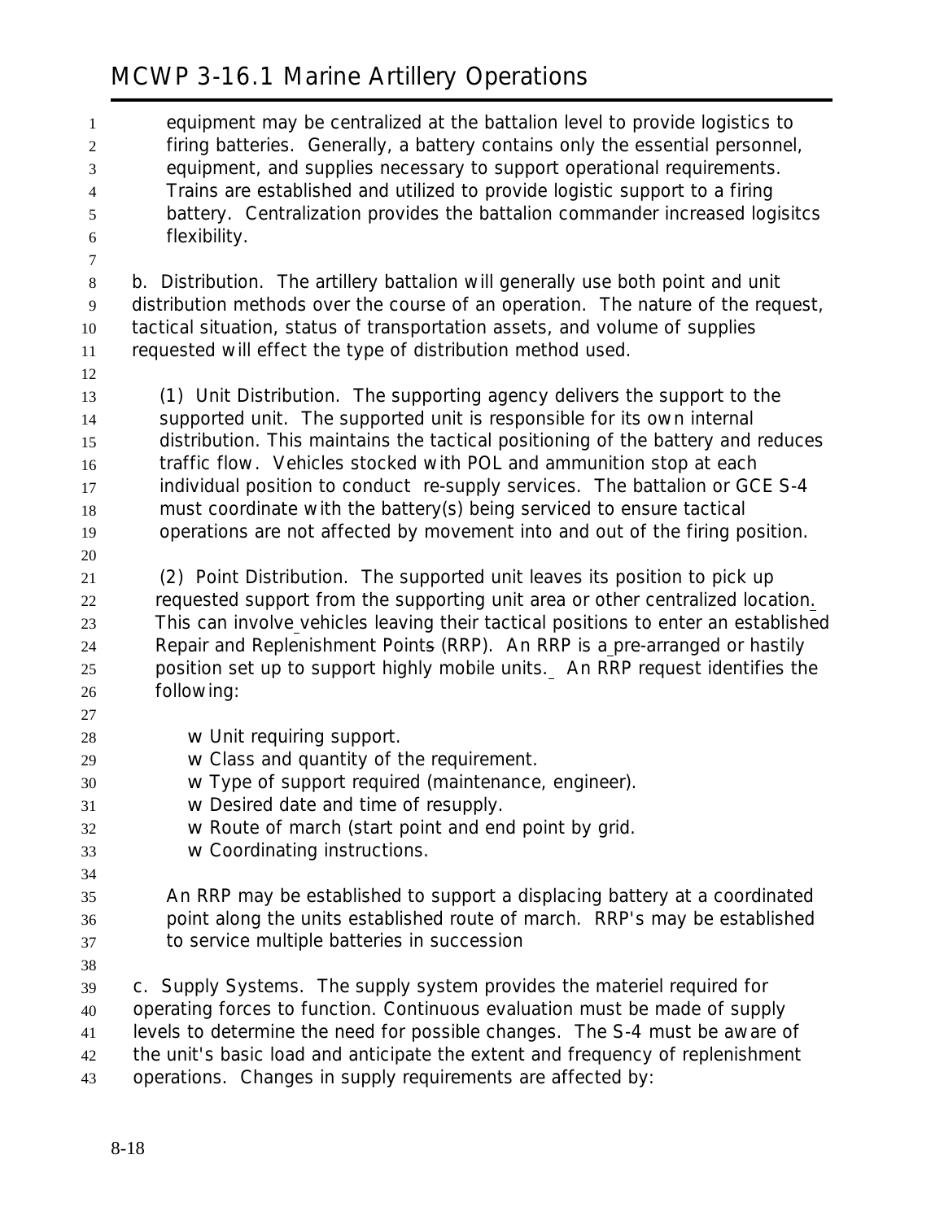equipment may be centralized at the battalion level to provide logistics to firing batteries. Generally, a battery contains only the essential personnel, equipment, and supplies necessary to support operational requirements. Trains are established and utilized to provide logistic support to a firing battery. Centralization provides the battalion commander increased logisitcs flexibility.

b. Distribution. The artillery battalion will generally use both point and unit distribution methods over the course of an operation. The nature of the request, tactical situation, status of transportation assets, and volume of supplies requested will effect the type of distribution method used.

(1) Unit Distribution. The supporting agency delivers the support to the supported unit. The supported unit is responsible for its own internal distribution. This maintains the tactical positioning of the battery and reduces traffic flow. Vehicles stocked with POL and ammunition stop at each individual position to conduct re-supply services. The battalion or GCE S-4 must coordinate with the battery(s) being serviced to ensure tactical operations are not affected by movement into and out of the firing position.

(2) Point Distribution. The supported unit leaves its position to pick up requested support from the supporting unit area or other centralized location. This can involve vehicles leaving their tactical positions to enter an established Repair and Replenishment Points (RRP). An RRP is a pre-arranged or hastily position set up to support highly mobile units. An RRP request identifies the following:

- Unit requiring support.
- Class and quantity of the requirement.
- Type of support required (maintenance, engineer).
- Desired date and time of resupply.
- Route of march (start point and end point by grid.
- Coordinating instructions.

An RRP may be established to support a displacing battery at a coordinated point along the units established route of march. RRP's may be established to service multiple batteries in succession

c. Supply Systems. The supply system provides the materiel required for operating forces to function. Continuous evaluation must be made of supply levels to determine the need for possible changes. The S-4 must be aware of the unit's basic load and anticipate the extent and frequency of replenishment operations. Changes in supply requirements are affected by: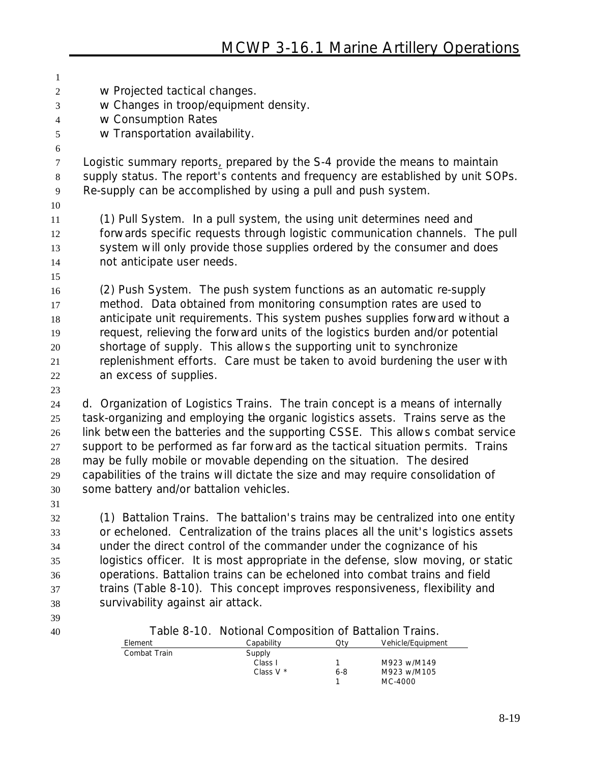- Projected tactical changes.
- Changes in troop/equipment density.
- Consumption Rates
- Transportation availability.

Logistic summary reports, prepared by the S-4 provide the means to maintain supply status. The report's contents and frequency are established by unit SOPs. Re-supply can be accomplished by using a pull and push system.

(1) Pull System. In a pull system, the using unit determines need and forwards specific requests through logistic communication channels. The pull system will only provide those supplies ordered by the consumer and does not anticipate user needs.

(2) Push System. The push system functions as an automatic re-supply method. Data obtained from monitoring consumption rates are used to anticipate unit requirements. This system pushes supplies forward without a request, relieving the forward units of the logistics burden and/or potential shortage of supply. This allows the supporting unit to synchronize replenishment efforts. Care must be taken to avoid burdening the user with an excess of supplies.

d. Organization of Logistics Trains. The train concept is a means of internally task-organizing and employing ~~the~~ organic logistics assets. Trains serve as the link between the batteries and the supporting CSSE. This allows combat service support to be performed as far forward as the tactical situation permits. Trains may be fully mobile or movable depending on the situation. The desired capabilities of the trains will dictate the size and may require consolidation of some battery and/or battalion vehicles.

(1) Battalion Trains. The battalion's trains may be centralized into one entity or echeloned. Centralization of the trains places all the unit's logistics assets under the direct control of the commander under the cognizance of his logistics officer. It is most appropriate in the defense, slow moving, or static operations. Battalion trains can be echeloned into combat trains and field trains (Table 8-10). This concept improves responsiveness, flexibility and survivability against air attack.

Table 8-10. Notional Composition of Battalion Trains.

| Element | Capability | Qty | Vehicle/Equipment |
|---|---|---|---|
| Combat Train | Supply | | |
| | Class I | 1 | M923 w/M149 |
| | Class V * | 6-8 | M923 w/M105 |
| | | 1 | MC-4000 |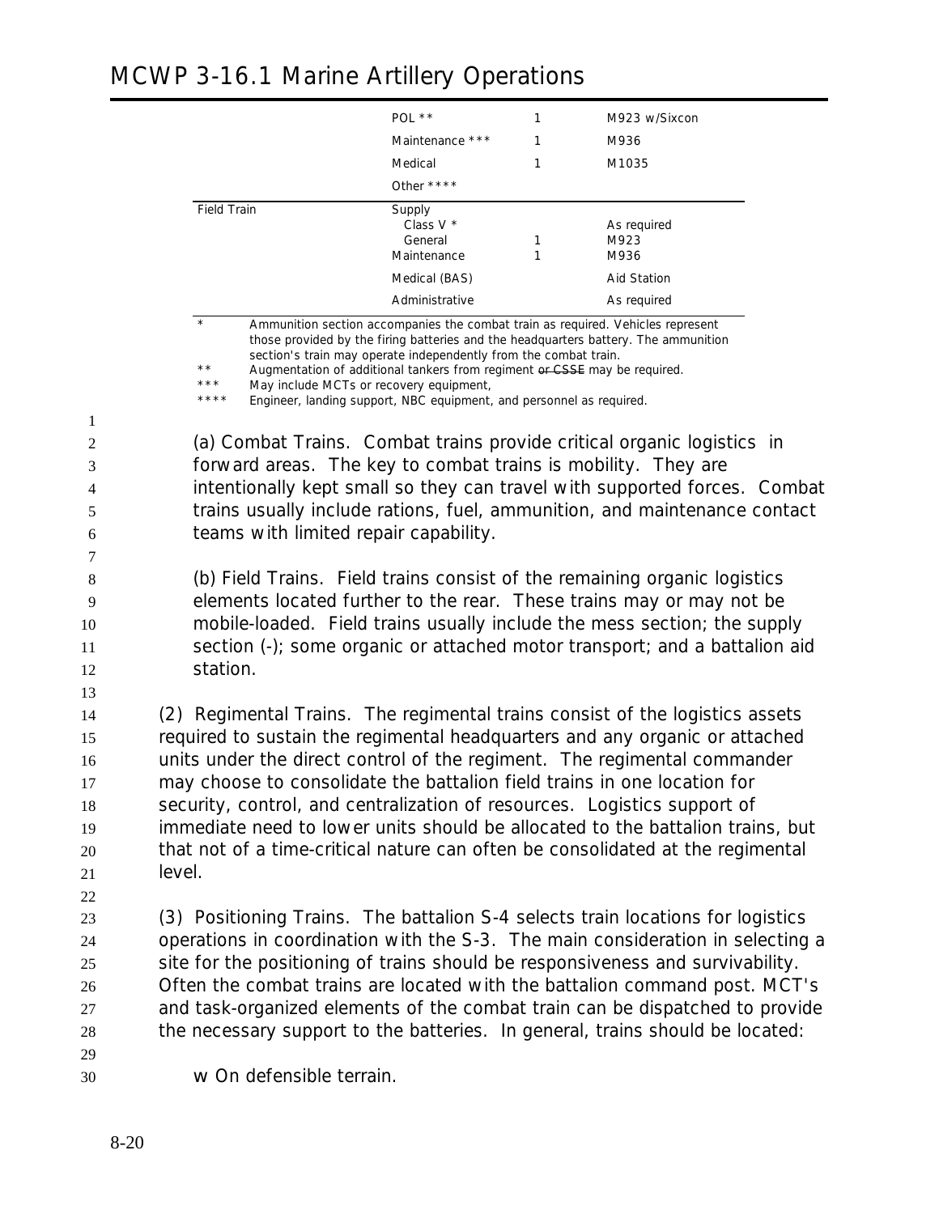| | | | |
|---|---|---|---|
| | POL ** | 1 | M923 w/Sixcon |
| | Maintenance *** | 1 | M936 |
| | Medical | 1 | M1035 |
| | Other **** | | |
| Field Train | Supply | | |
| | Class V * | | As required |
| | General | 1 | M923 |
| | Maintenance | 1 | M936 |
| | Medical (BAS) | | Aid Station |
| | Administrative | | As required |

\* Ammunition section accompanies the combat train as required. Vehicles represent those provided by the firing batteries and the headquarters battery. The ammunition section's train may operate independently from the combat train.

** Augmentation of additional tankers from regiment ~~or CSSE~~ may be required.

*** May include MCTs or recovery equipment,

**** Engineer, landing support, NBC equipment, and personnel as required.

(a) Combat Trains. Combat trains provide critical organic logistics in forward areas. The key to combat trains is mobility. They are intentionally kept small so they can travel with supported forces. Combat trains usually include rations, fuel, ammunition, and maintenance contact teams with limited repair capability.

(b) Field Trains. Field trains consist of the remaining organic logistics elements located further to the rear. These trains may or may not be mobile-loaded. Field trains usually include the mess section; the supply section (-); some organic or attached motor transport; and a battalion aid station.

(2) Regimental Trains. The regimental trains consist of the logistics assets required to sustain the regimental headquarters and any organic or attached units under the direct control of the regiment. The regimental commander may choose to consolidate the battalion field trains in one location for security, control, and centralization of resources. Logistics support of immediate need to lower units should be allocated to the battalion trains, but that not of a time-critical nature can often be consolidated at the regimental level.

(3) Positioning Trains. The battalion S-4 selects train locations for logistics operations in coordination with the S-3. The main consideration in selecting a site for the positioning of trains should be responsiveness and survivability. Often the combat trains are located with the battalion command post. MCT's and task-organized elements of the combat train can be dispatched to provide the necessary support to the batteries. In general, trains should be located:

- On defensible terrain.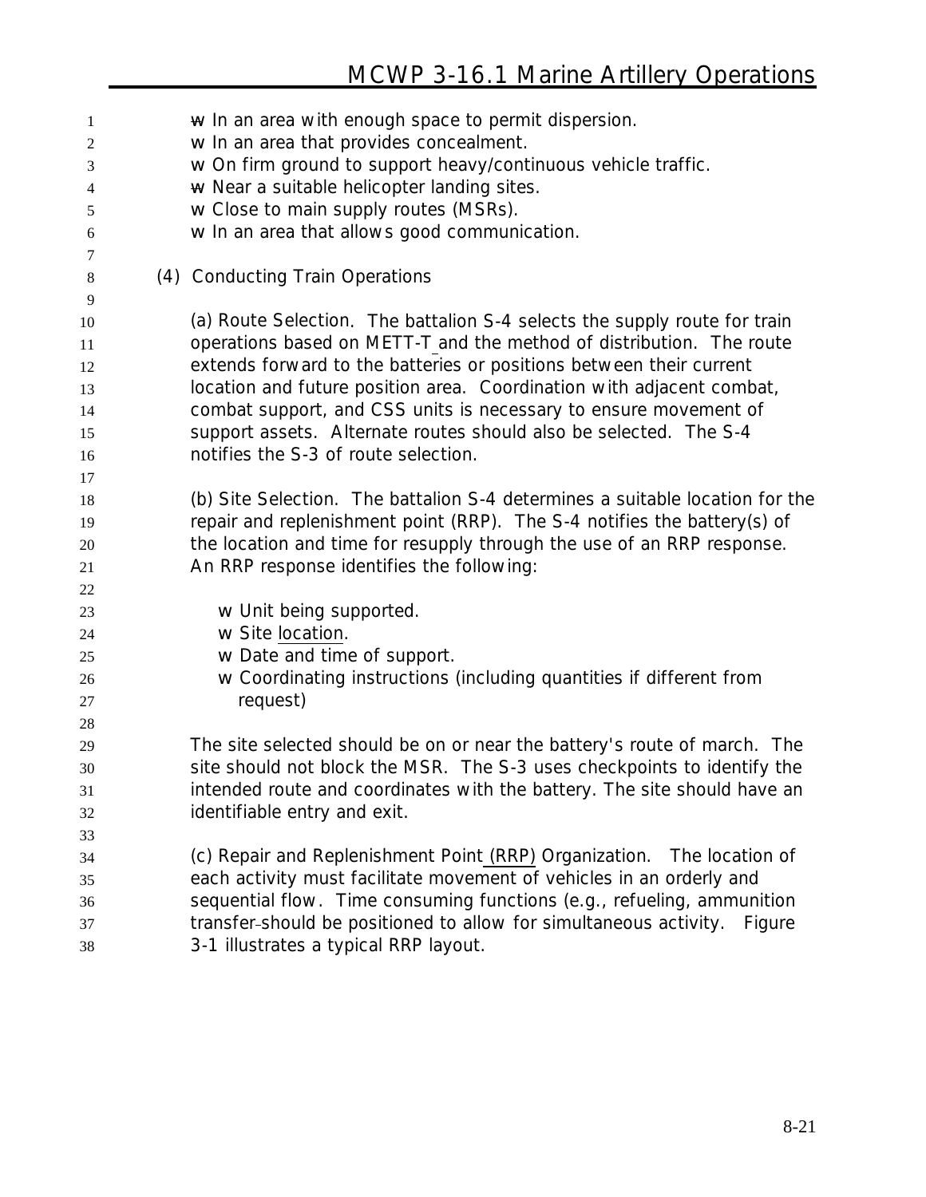- In an area with enough space to permit dispersion.
- In an area that provides concealment.
- On firm ground to support heavy/continuous vehicle traffic.
- Near a suitable helicopter landing sites.
- Close to main supply routes (MSRs).
- In an area that allows good communication.

(4) Conducting Train Operations

(a) Route Selection. The battalion S-4 selects the supply route for train operations based on METT-T and the method of distribution. The route extends forward to the batteries or positions between their current location and future position area. Coordination with adjacent combat, combat support, and CSS units is necessary to ensure movement of support assets. Alternate routes should also be selected. The S-4 notifies the S-3 of route selection.

(b) Site Selection. The battalion S-4 determines a suitable location for the repair and replenishment point (RRP). The S-4 notifies the battery(s) of the location and time for resupply through the use of an RRP response. An RRP response identifies the following:

- Unit being supported.
- Site location.
- Date and time of support.
- Coordinating instructions (including quantities if different from request)

The site selected should be on or near the battery's route of march. The site should not block the MSR. The S-3 uses checkpoints to identify the intended route and coordinates with the battery. The site should have an identifiable entry and exit.

(c) Repair and Replenishment Point (RRP) Organization. The location of each activity must facilitate movement of vehicles in an orderly and sequential flow. Time consuming functions (e.g., refueling, ammunition transfer should be positioned to allow for simultaneous activity. Figure 3-1 illustrates a typical RRP layout.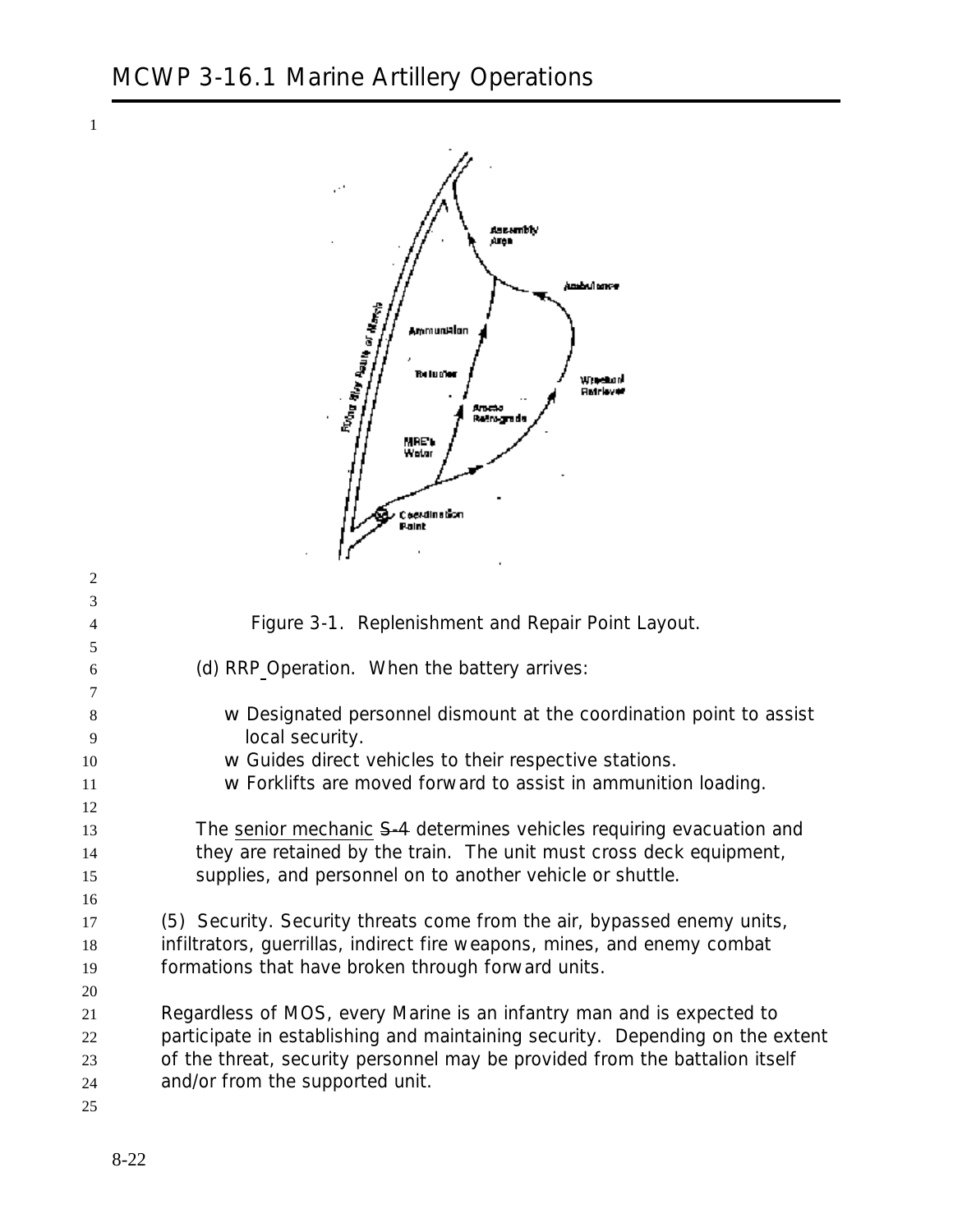Fixing Way Route of March

Assembly Area

Ambulance

Ammunition

Refueler

Wrecker/ Retriever

Arms Retro-grade

MRE's Water

Coordination Point

Figure 3-1. Replenishment and Repair Point Layout.

(d) RRP Operation. When the battery arrives:

- Designated personnel dismount at the coordination point to assist local security.
- Guides direct vehicles to their respective stations.
- Forklifts are moved forward to assist in ammunition loading.

The senior mechanic ~~S-4~~ determines vehicles requiring evacuation and they are retained by the train. The unit must cross deck equipment, supplies, and personnel on to another vehicle or shuttle.

(5) Security. Security threats come from the air, bypassed enemy units, infiltrators, guerrillas, indirect fire weapons, mines, and enemy combat formations that have broken through forward units.

Regardless of MOS, every Marine is an infantry man and is expected to participate in establishing and maintaining security. Depending on the extent of the threat, security personnel may be provided from the battalion itself and/or from the supported unit.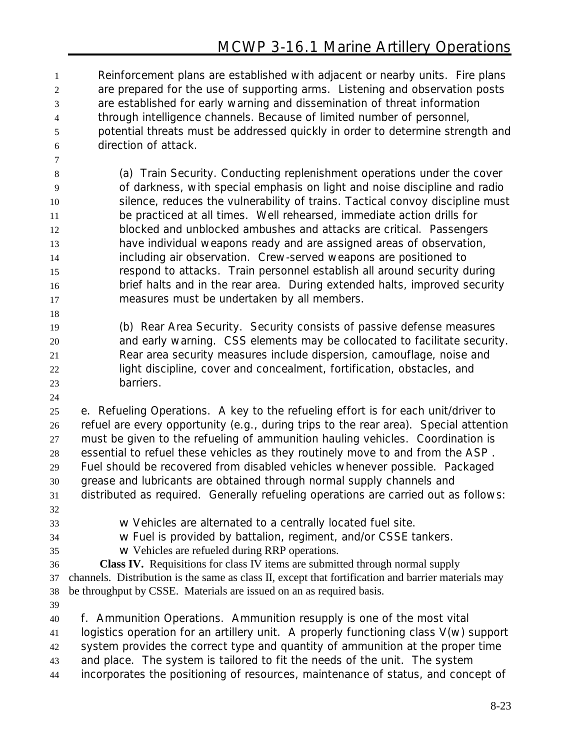Reinforcement plans are established with adjacent or nearby units. Fire plans are prepared for the use of supporting arms. Listening and observation posts are established for early warning and dissemination of threat information through intelligence channels. Because of limited number of personnel, potential threats must be addressed quickly in order to determine strength and direction of attack.

(a) Train Security. Conducting replenishment operations under the cover of darkness, with special emphasis on light and noise discipline and radio silence, reduces the vulnerability of trains. Tactical convoy discipline must be practiced at all times. Well rehearsed, immediate action drills for blocked and unblocked ambushes and attacks are critical. Passengers have individual weapons ready and are assigned areas of observation, including air observation. Crew-served weapons are positioned to respond to attacks. Train personnel establish all around security during brief halts and in the rear area. During extended halts, improved security measures must be undertaken by all members.

(b) Rear Area Security. Security consists of passive defense measures and early warning. CSS elements may be collocated to facilitate security. Rear area security measures include dispersion, camouflage, noise and light discipline, cover and concealment, fortification, obstacles, and barriers.

e. Refueling Operations. A key to the refueling effort is for each unit/driver to refuel are every opportunity (e.g., during trips to the rear area). Special attention must be given to the refueling of ammunition hauling vehicles. Coordination is essential to refuel these vehicles as they routinely move to and from the ASP. Fuel should be recovered from disabled vehicles whenever possible. Packaged grease and lubricants are obtained through normal supply channels and distributed as required. Generally refueling operations are carried out as follows:

- Vehicles are alternated to a centrally located fuel site.
- Fuel is provided by battalion, regiment, and/or CSSE tankers.
- Vehicles are refueled during RRP operations.

**Class IV.** Requisitions for class IV items are submitted through normal supply channels. Distribution is the same as class II, except that fortification and barrier materials may be throughput by CSSE. Materials are issued on an as required basis.

f. Ammunition Operations. Ammunition resupply is one of the most vital logistics operation for an artillery unit. A properly functioning class V(w) support system provides the correct type and quantity of ammunition at the proper time and place. The system is tailored to fit the needs of the unit. The system incorporates the positioning of resources, maintenance of status, and concept of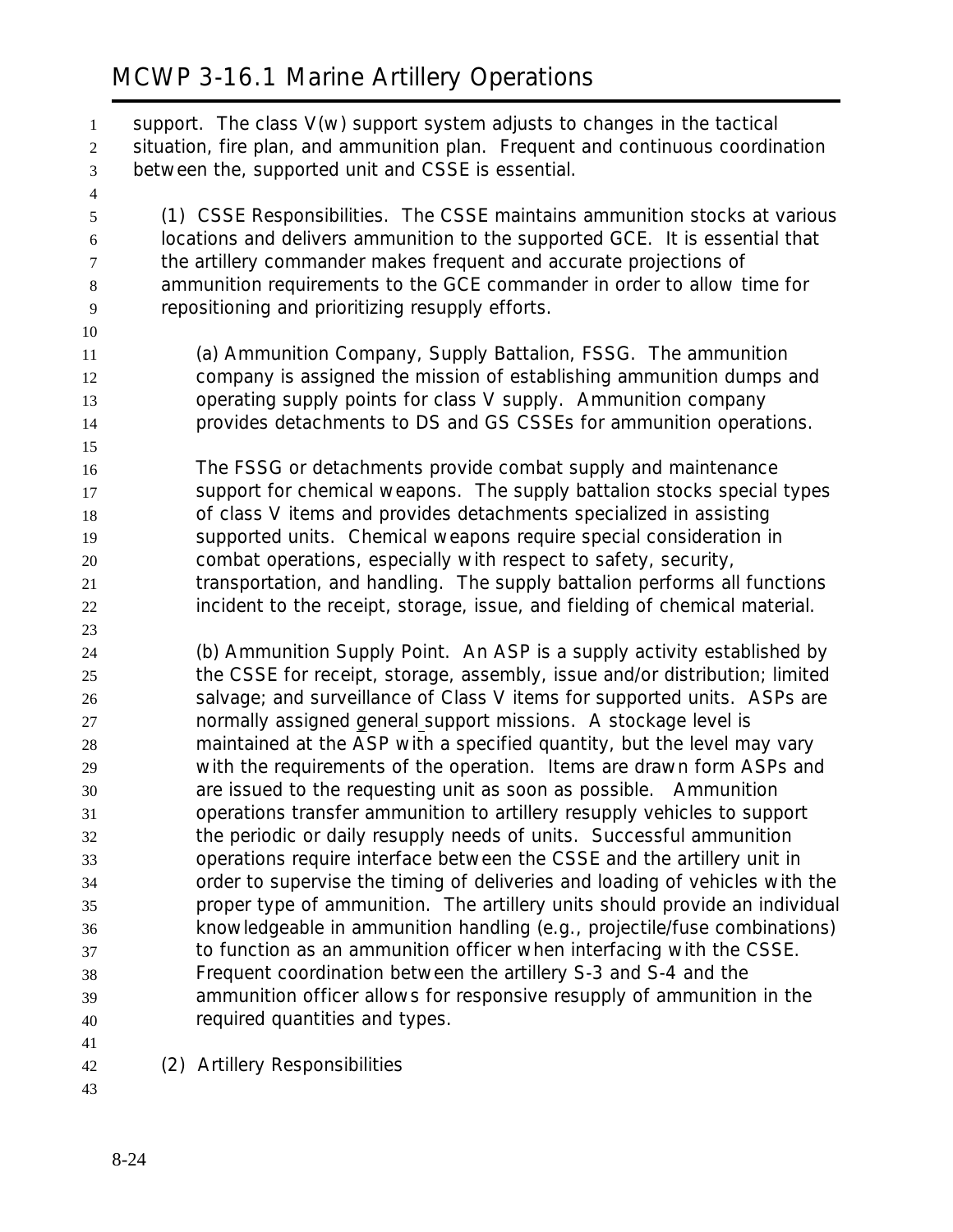support. The class V(w) support system adjusts to changes in the tactical situation, fire plan, and ammunition plan. Frequent and continuous coordination between the, supported unit and CSSE is essential.

(1) CSSE Responsibilities. The CSSE maintains ammunition stocks at various locations and delivers ammunition to the supported GCE. It is essential that the artillery commander makes frequent and accurate projections of ammunition requirements to the GCE commander in order to allow time for repositioning and prioritizing resupply efforts.

(a) Ammunition Company, Supply Battalion, FSSG. The ammunition company is assigned the mission of establishing ammunition dumps and operating supply points for class V supply. Ammunition company provides detachments to DS and GS CSSEs for ammunition operations.

The FSSG or detachments provide combat supply and maintenance support for chemical weapons. The supply battalion stocks special types of class V items and provides detachments specialized in assisting supported units. Chemical weapons require special consideration in combat operations, especially with respect to safety, security, transportation, and handling. The supply battalion performs all functions incident to the receipt, storage, issue, and fielding of chemical material.

(b) Ammunition Supply Point. An ASP is a supply activity established by the CSSE for receipt, storage, assembly, issue and/or distribution; limited salvage; and surveillance of Class V items for supported units. ASPs are normally assigned general support missions. A stockage level is maintained at the ASP with a specified quantity, but the level may vary with the requirements of the operation. Items are drawn form ASPs and are issued to the requesting unit as soon as possible. Ammunition operations transfer ammunition to artillery resupply vehicles to support the periodic or daily resupply needs of units. Successful ammunition operations require interface between the CSSE and the artillery unit in order to supervise the timing of deliveries and loading of vehicles with the proper type of ammunition. The artillery units should provide an individual knowledgeable in ammunition handling (e.g., projectile/fuse combinations) to function as an ammunition officer when interfacing with the CSSE. Frequent coordination between the artillery S-3 and S-4 and the ammunition officer allows for responsive resupply of ammunition in the required quantities and types.

(2) Artillery Responsibilities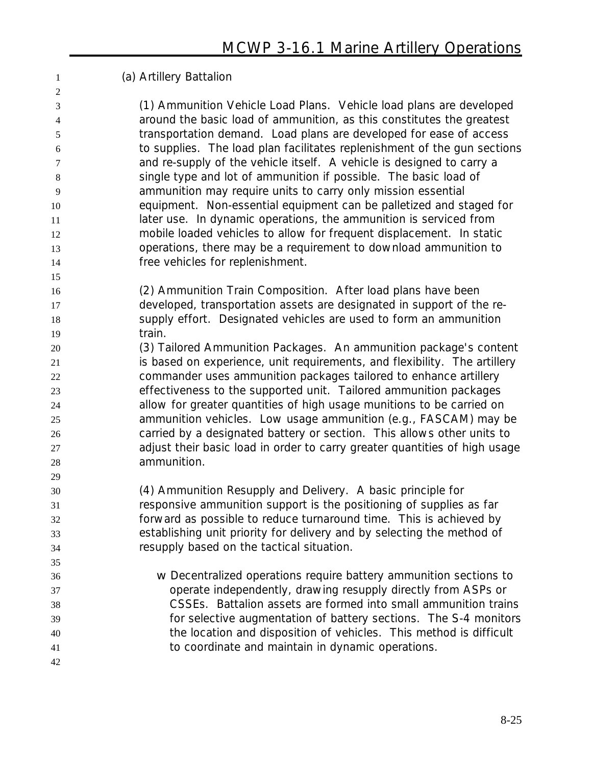(a) Artillery Battalion

(1) Ammunition Vehicle Load Plans. Vehicle load plans are developed around the basic load of ammunition, as this constitutes the greatest transportation demand. Load plans are developed for ease of access to supplies. The load plan facilitates replenishment of the gun sections and re-supply of the vehicle itself. A vehicle is designed to carry a single type and lot of ammunition if possible. The basic load of ammunition may require units to carry only mission essential equipment. Non-essential equipment can be palletized and staged for later use. In dynamic operations, the ammunition is serviced from mobile loaded vehicles to allow for frequent displacement. In static operations, there may be a requirement to download ammunition to free vehicles for replenishment.

(2) Ammunition Train Composition. After load plans have been developed, transportation assets are designated in support of the re-supply effort. Designated vehicles are used to form an ammunition train.

(3) Tailored Ammunition Packages. An ammunition package's content is based on experience, unit requirements, and flexibility. The artillery commander uses ammunition packages tailored to enhance artillery effectiveness to the supported unit. Tailored ammunition packages allow for greater quantities of high usage munitions to be carried on ammunition vehicles. Low usage ammunition (e.g., FASCAM) may be carried by a designated battery or section. This allows other units to adjust their basic load in order to carry greater quantities of high usage ammunition.

(4) Ammunition Resupply and Delivery. A basic principle for responsive ammunition support is the positioning of supplies as far forward as possible to reduce turnaround time. This is achieved by establishing unit priority for delivery and by selecting the method of resupply based on the tactical situation.

- Decentralized operations require battery ammunition sections to operate independently, drawing resupply directly from ASPs or CSSEs. Battalion assets are formed into small ammunition trains for selective augmentation of battery sections. The S-4 monitors the location and disposition of vehicles. This method is difficult to coordinate and maintain in dynamic operations.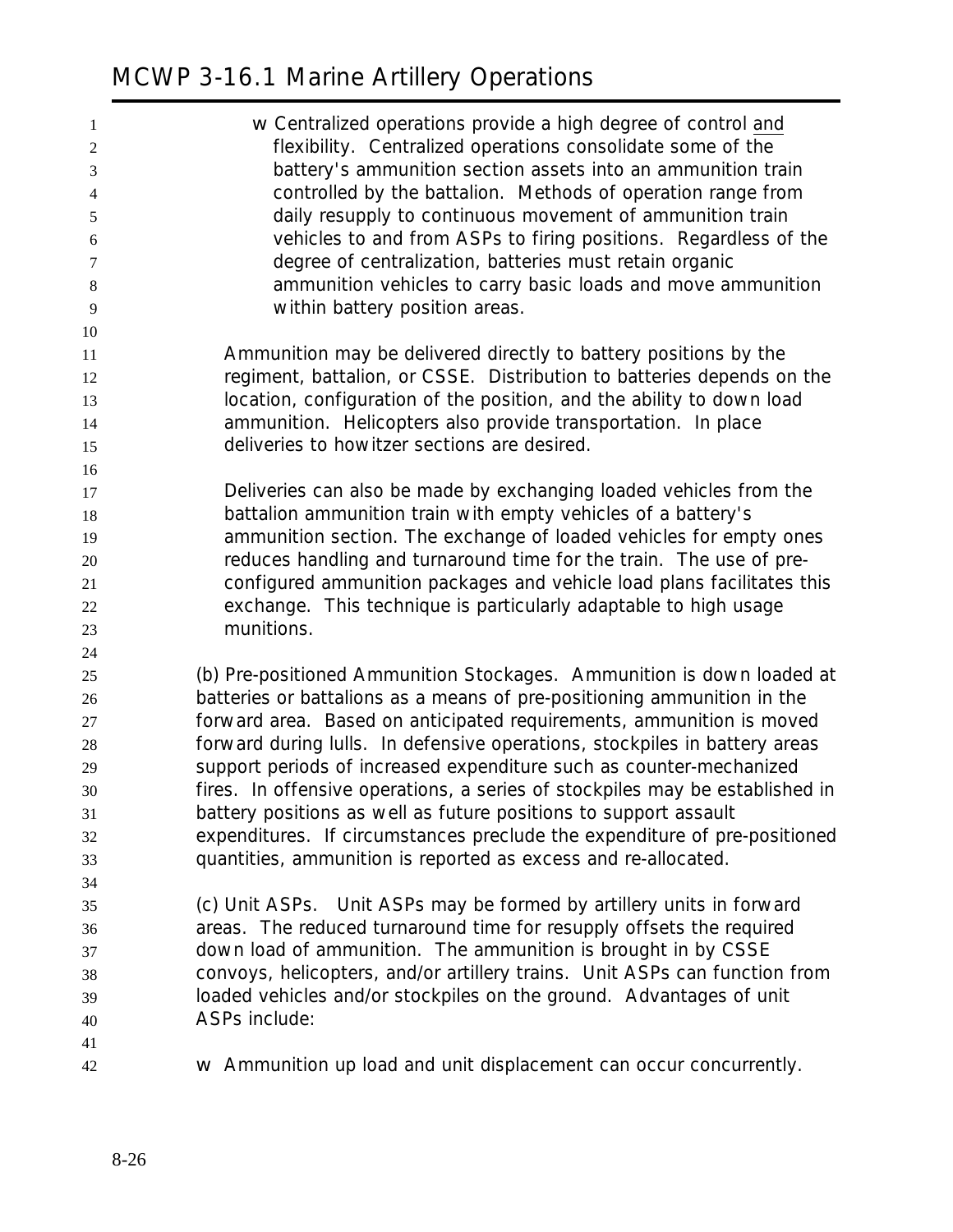- Centralized operations provide a high degree of control and flexibility. Centralized operations consolidate some of the battery's ammunition section assets into an ammunition train controlled by the battalion. Methods of operation range from daily resupply to continuous movement of ammunition train vehicles to and from ASPs to firing positions. Regardless of the degree of centralization, batteries must retain organic ammunition vehicles to carry basic loads and move ammunition within battery position areas.

Ammunition may be delivered directly to battery positions by the regiment, battalion, or CSSE. Distribution to batteries depends on the location, configuration of the position, and the ability to down load ammunition. Helicopters also provide transportation. In place deliveries to howitzer sections are desired.

Deliveries can also be made by exchanging loaded vehicles from the battalion ammunition train with empty vehicles of a battery's ammunition section. The exchange of loaded vehicles for empty ones reduces handling and turnaround time for the train. The use of pre-configured ammunition packages and vehicle load plans facilitates this exchange. This technique is particularly adaptable to high usage munitions.

(b) Pre-positioned Ammunition Stockages. Ammunition is down loaded at batteries or battalions as a means of pre-positioning ammunition in the forward area. Based on anticipated requirements, ammunition is moved forward during lulls. In defensive operations, stockpiles in battery areas support periods of increased expenditure such as counter-mechanized fires. In offensive operations, a series of stockpiles may be established in battery positions as well as future positions to support assault expenditures. If circumstances preclude the expenditure of pre-positioned quantities, ammunition is reported as excess and re-allocated.

(c) Unit ASPs. Unit ASPs may be formed by artillery units in forward areas. The reduced turnaround time for resupply offsets the required down load of ammunition. The ammunition is brought in by CSSE convoys, helicopters, and/or artillery trains. Unit ASPs can function from loaded vehicles and/or stockpiles on the ground. Advantages of unit ASPs include:

- Ammunition up load and unit displacement can occur concurrently.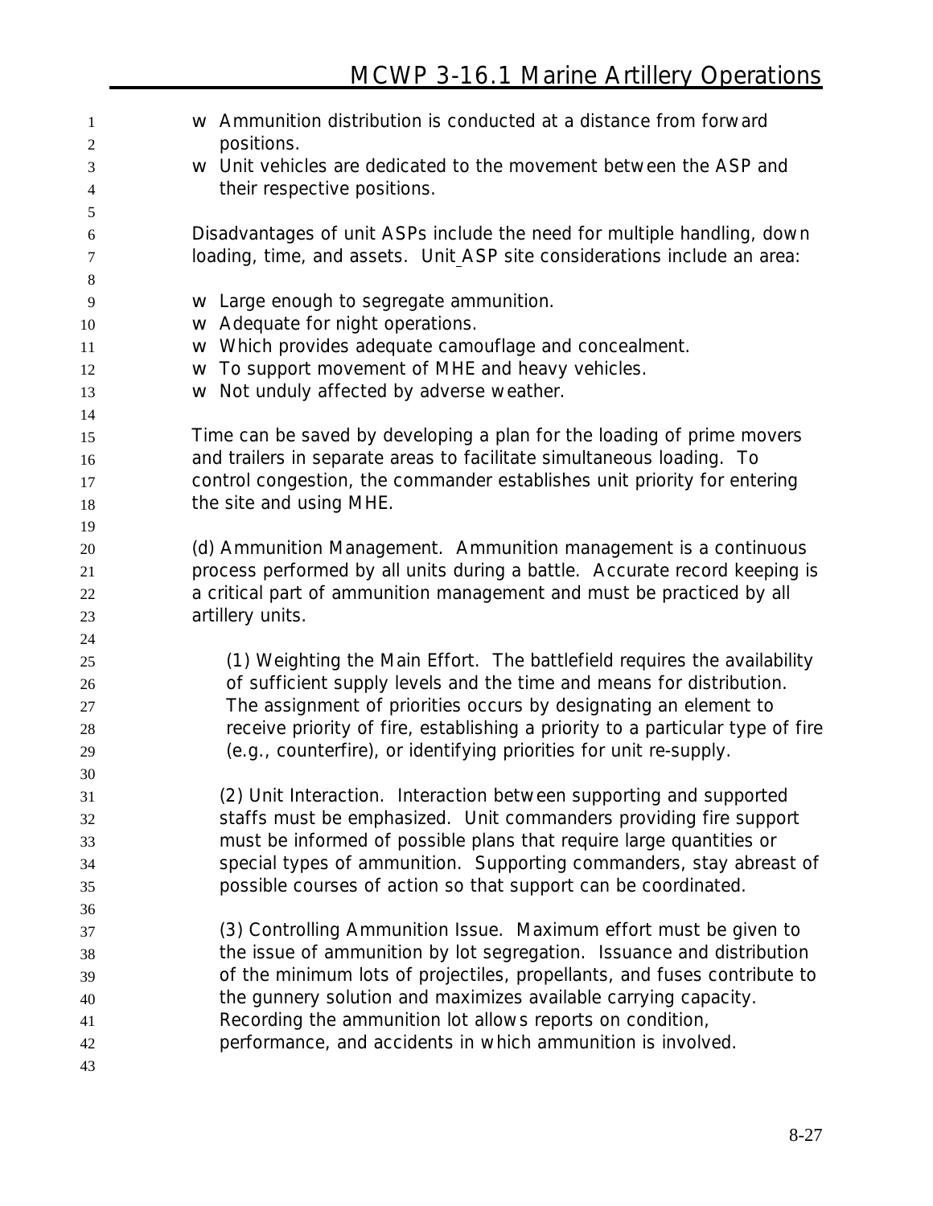- Ammunition distribution is conducted at a distance from forward positions.
- Unit vehicles are dedicated to the movement between the ASP and their respective positions.

Disadvantages of unit ASPs include the need for multiple handling, down loading, time, and assets. Unit ASP site considerations include an area:

- Large enough to segregate ammunition.
- Adequate for night operations.
- Which provides adequate camouflage and concealment.
- To support movement of MHE and heavy vehicles.
- Not unduly affected by adverse weather.

Time can be saved by developing a plan for the loading of prime movers and trailers in separate areas to facilitate simultaneous loading. To control congestion, the commander establishes unit priority for entering the site and using MHE.

(d) Ammunition Management. Ammunition management is a continuous process performed by all units during a battle. Accurate record keeping is a critical part of ammunition management and must be practiced by all artillery units.

(1) Weighting the Main Effort. The battlefield requires the availability of sufficient supply levels and the time and means for distribution. The assignment of priorities occurs by designating an element to receive priority of fire, establishing a priority to a particular type of fire (e.g., counterfire), or identifying priorities for unit re-supply.

(2) Unit Interaction. Interaction between supporting and supported staffs must be emphasized. Unit commanders providing fire support must be informed of possible plans that require large quantities or special types of ammunition. Supporting commanders, stay abreast of possible courses of action so that support can be coordinated.

(3) Controlling Ammunition Issue. Maximum effort must be given to the issue of ammunition by lot segregation. Issuance and distribution of the minimum lots of projectiles, propellants, and fuses contribute to the gunnery solution and maximizes available carrying capacity. Recording the ammunition lot allows reports on condition, performance, and accidents in which ammunition is involved.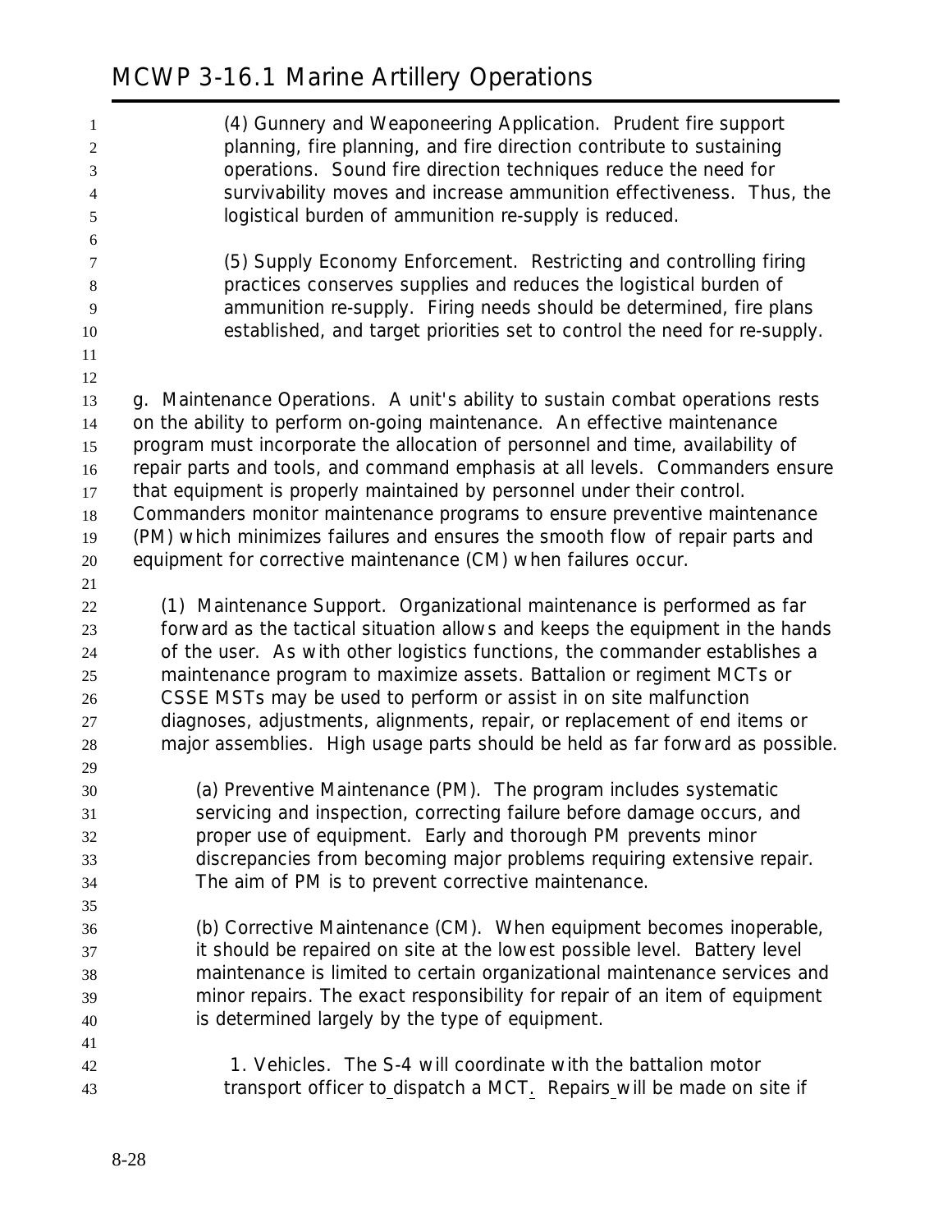(4) Gunnery and Weaponeering Application. Prudent fire support planning, fire planning, and fire direction contribute to sustaining operations. Sound fire direction techniques reduce the need for survivability moves and increase ammunition effectiveness. Thus, the logistical burden of ammunition re-supply is reduced.

(5) Supply Economy Enforcement. Restricting and controlling firing practices conserves supplies and reduces the logistical burden of ammunition re-supply. Firing needs should be determined, fire plans established, and target priorities set to control the need for re-supply.

g. Maintenance Operations. A unit's ability to sustain combat operations rests on the ability to perform on-going maintenance. An effective maintenance program must incorporate the allocation of personnel and time, availability of repair parts and tools, and command emphasis at all levels. Commanders ensure that equipment is properly maintained by personnel under their control. Commanders monitor maintenance programs to ensure preventive maintenance (PM) which minimizes failures and ensures the smooth flow of repair parts and equipment for corrective maintenance (CM) when failures occur.

(1) Maintenance Support. Organizational maintenance is performed as far forward as the tactical situation allows and keeps the equipment in the hands of the user. As with other logistics functions, the commander establishes a maintenance program to maximize assets. Battalion or regiment MCTs or CSSE MSTs may be used to perform or assist in on site malfunction diagnoses, adjustments, alignments, repair, or replacement of end items or major assemblies. High usage parts should be held as far forward as possible.

(a) Preventive Maintenance (PM). The program includes systematic servicing and inspection, correcting failure before damage occurs, and proper use of equipment. Early and thorough PM prevents minor discrepancies from becoming major problems requiring extensive repair. The aim of PM is to prevent corrective maintenance.

(b) Corrective Maintenance (CM). When equipment becomes inoperable, it should be repaired on site at the lowest possible level. Battery level maintenance is limited to certain organizational maintenance services and minor repairs. The exact responsibility for repair of an item of equipment is determined largely by the type of equipment.

1. Vehicles. The S-4 will coordinate with the battalion motor transport officer to dispatch a MCT. Repairs will be made on site if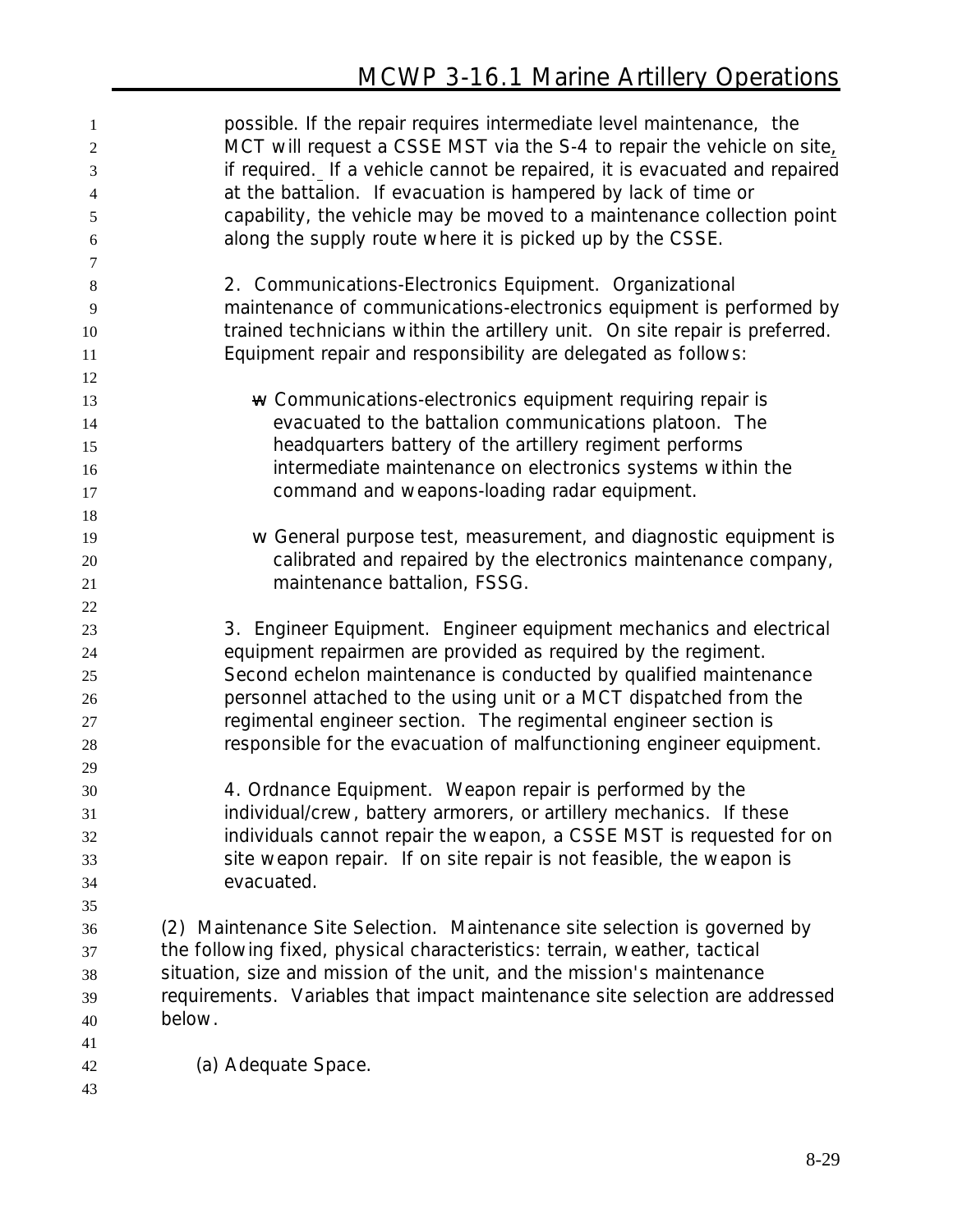possible. If the repair requires intermediate level maintenance, the MCT will request a CSSE MST via the S-4 to repair the vehicle on site, if required. If a vehicle cannot be repaired, it is evacuated and repaired at the battalion. If evacuation is hampered by lack of time or capability, the vehicle may be moved to a maintenance collection point along the supply route where it is picked up by the CSSE.

2. Communications-Electronics Equipment. Organizational maintenance of communications-electronics equipment is performed by trained technicians within the artillery unit. On site repair is preferred. Equipment repair and responsibility are delegated as follows:

- Communications-electronics equipment requiring repair is evacuated to the battalion communications platoon. The headquarters battery of the artillery regiment performs intermediate maintenance on electronics systems within the command and weapons-loading radar equipment.

- General purpose test, measurement, and diagnostic equipment is calibrated and repaired by the electronics maintenance company, maintenance battalion, FSSG.

3. Engineer Equipment. Engineer equipment mechanics and electrical equipment repairmen are provided as required by the regiment. Second echelon maintenance is conducted by qualified maintenance personnel attached to the using unit or a MCT dispatched from the regimental engineer section. The regimental engineer section is responsible for the evacuation of malfunctioning engineer equipment.

4. Ordnance Equipment. Weapon repair is performed by the individual/crew, battery armorers, or artillery mechanics. If these individuals cannot repair the weapon, a CSSE MST is requested for on site weapon repair. If on site repair is not feasible, the weapon is evacuated.

(2) Maintenance Site Selection. Maintenance site selection is governed by the following fixed, physical characteristics: terrain, weather, tactical situation, size and mission of the unit, and the mission's maintenance requirements. Variables that impact maintenance site selection are addressed below.

(a) Adequate Space.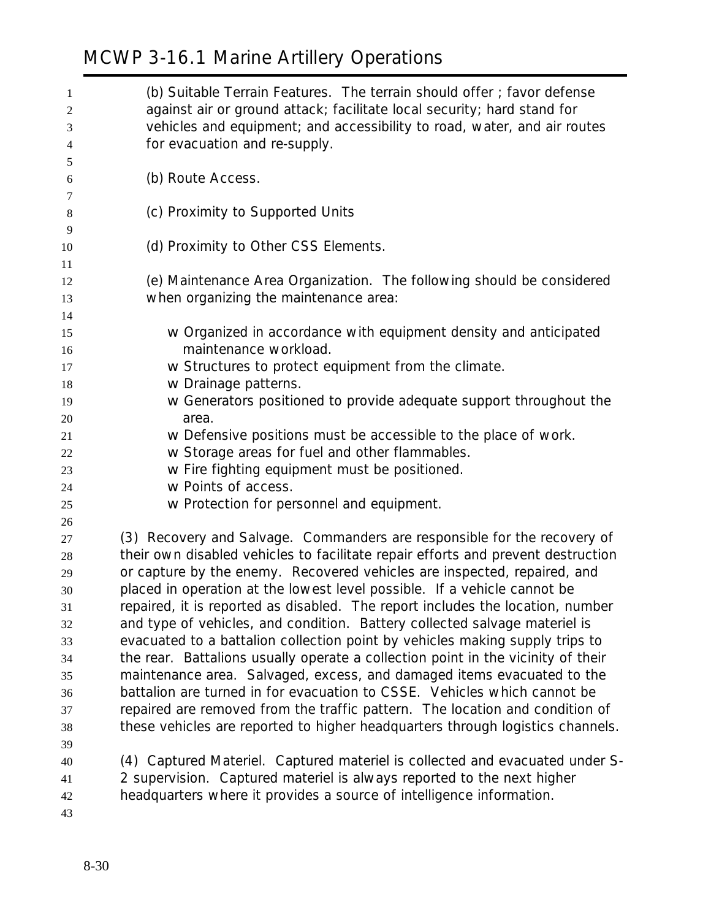(b) Suitable Terrain Features. The terrain should offer ; favor defense against air or ground attack; facilitate local security; hard stand for vehicles and equipment; and accessibility to road, water, and air routes for evacuation and re-supply.

(b) Route Access.

(c) Proximity to Supported Units

(d) Proximity to Other CSS Elements.

(e) Maintenance Area Organization. The following should be considered when organizing the maintenance area:

- Organized in accordance with equipment density and anticipated maintenance workload.
- Structures to protect equipment from the climate.
- Drainage patterns.
- Generators positioned to provide adequate support throughout the area.
- Defensive positions must be accessible to the place of work.
- Storage areas for fuel and other flammables.
- Fire fighting equipment must be positioned.
- Points of access.
- Protection for personnel and equipment.

(3) Recovery and Salvage. Commanders are responsible for the recovery of their own disabled vehicles to facilitate repair efforts and prevent destruction or capture by the enemy. Recovered vehicles are inspected, repaired, and placed in operation at the lowest level possible. If a vehicle cannot be repaired, it is reported as disabled. The report includes the location, number and type of vehicles, and condition. Battery collected salvage materiel is evacuated to a battalion collection point by vehicles making supply trips to the rear. Battalions usually operate a collection point in the vicinity of their maintenance area. Salvaged, excess, and damaged items evacuated to the battalion are turned in for evacuation to CSSE. Vehicles which cannot be repaired are removed from the traffic pattern. The location and condition of these vehicles are reported to higher headquarters through logistics channels.

(4) Captured Materiel. Captured materiel is collected and evacuated under S-2 supervision. Captured materiel is always reported to the next higher headquarters where it provides a source of intelligence information.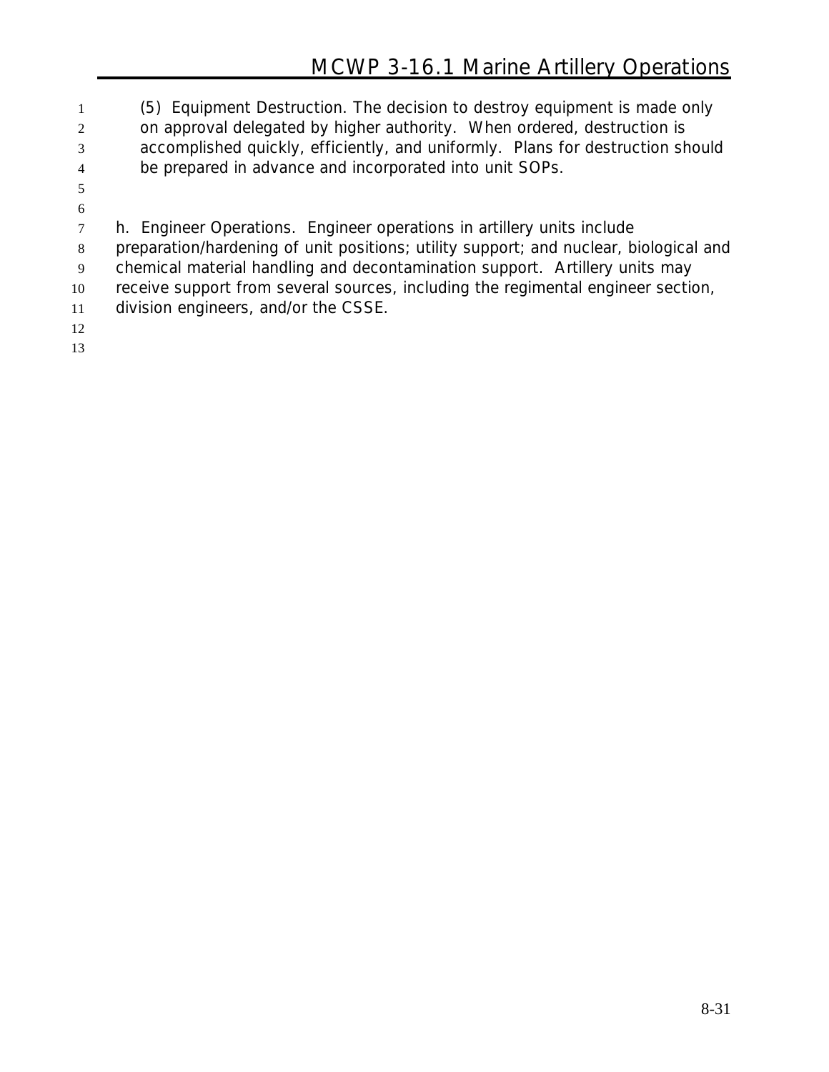(5) Equipment Destruction. The decision to destroy equipment is made only on approval delegated by higher authority. When ordered, destruction is accomplished quickly, efficiently, and uniformly. Plans for destruction should be prepared in advance and incorporated into unit SOPs.

h. Engineer Operations. Engineer operations in artillery units include preparation/hardening of unit positions; utility support; and nuclear, biological and chemical material handling and decontamination support. Artillery units may receive support from several sources, including the regimental engineer section, division engineers, and/or the CSSE.